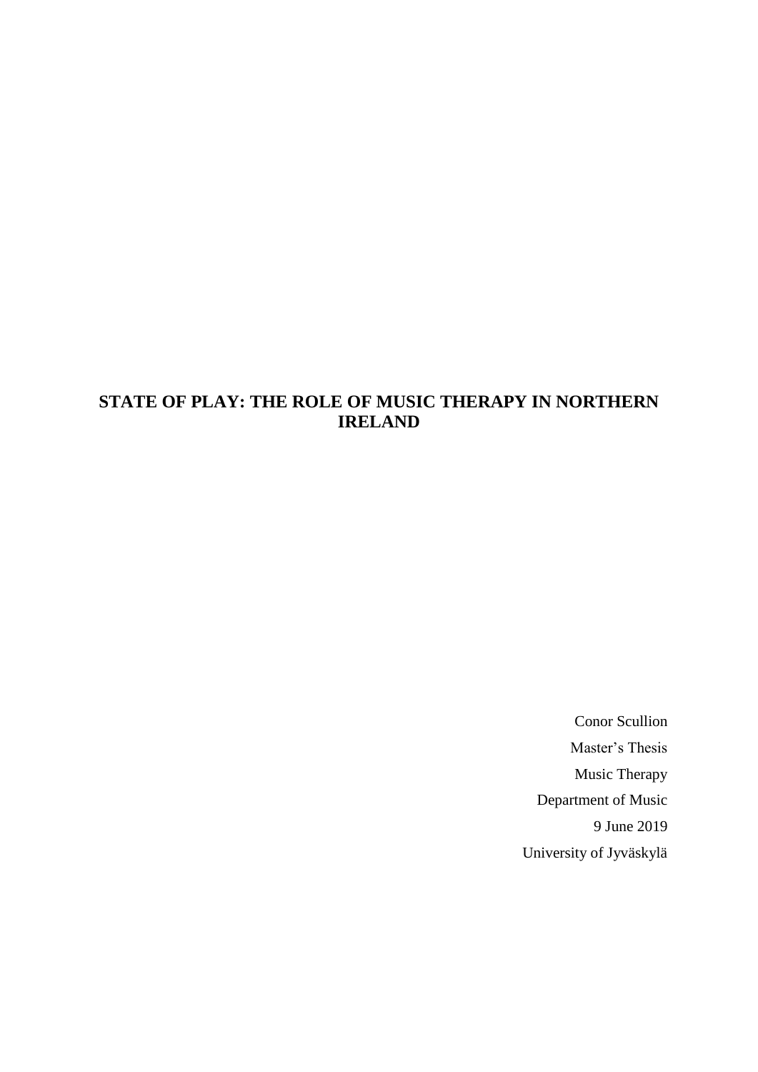# STATE OF PLAY: THE ROLE OF MUSIC THERAPY IN NORTHERN IRELAND

Conor Scullion

Master's Thesis

Music Therapy

Department of Music

9 June 2019

University of Jyväskylä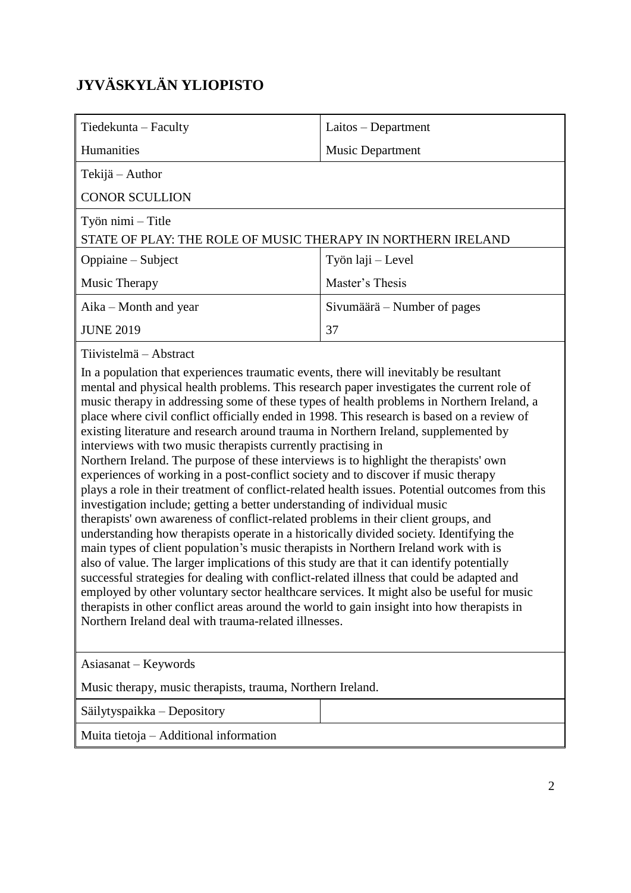# JYVÄSKYLÄN YLIOPISTO

| Tiedekunta – Faculty | Laitos – Department |
|---|---|
| Humanities | Music Department |
| Tekijä – Author | |
| CONOR SCULLION | |
| Työn nimi – Title | |
| STATE OF PLAY: THE ROLE OF MUSIC THERAPY IN NORTHERN IRELAND | |
| Oppiaine – Subject | Työn laji – Level |
| Music Therapy | Master's Thesis |
| Aika – Month and year | Sivumäärä – Number of pages |
| JUNE 2019 | 37 |

Tiivistelmä – Abstract

In a population that experiences traumatic events, there will inevitably be resultant mental and physical health problems. This research paper investigates the current role of music therapy in addressing some of these types of health problems in Northern Ireland, a place where civil conflict officially ended in 1998. This research is based on a review of existing literature and research around trauma in Northern Ireland, supplemented by interviews with two music therapists currently practising in Northern Ireland. The purpose of these interviews is to highlight the therapists' own experiences of working in a post-conflict society and to discover if music therapy plays a role in their treatment of conflict-related health issues. Potential outcomes from this investigation include; getting a better understanding of individual music therapists' own awareness of conflict-related problems in their client groups, and understanding how therapists operate in a historically divided society. Identifying the main types of client population's music therapists in Northern Ireland work with is also of value. The larger implications of this study are that it can identify potentially successful strategies for dealing with conflict-related illness that could be adapted and employed by other voluntary sector healthcare services. It might also be useful for music therapists in other conflict areas around the world to gain insight into how therapists in Northern Ireland deal with trauma-related illnesses.

Asiasanat – Keywords

Music therapy, music therapists, trauma, Northern Ireland.

Säilytyspaikka – Depository

Muita tietoja – Additional information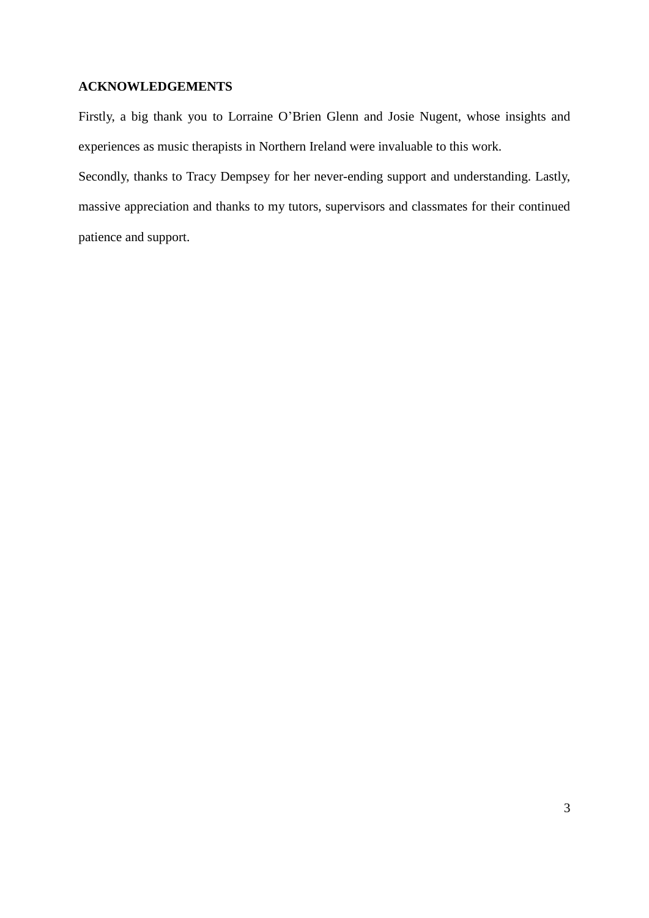## ACKNOWLEDGEMENTS

Firstly, a big thank you to Lorraine O'Brien Glenn and Josie Nugent, whose insights and experiences as music therapists in Northern Ireland were invaluable to this work.

Secondly, thanks to Tracy Dempsey for her never-ending support and understanding. Lastly, massive appreciation and thanks to my tutors, supervisors and classmates for their continued patience and support.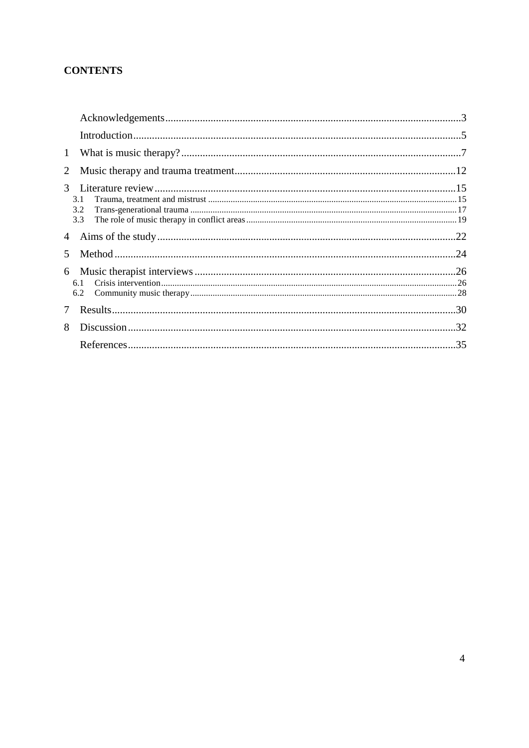**CONTENTS**

Acknowledgements.....3

Introduction.....5

1 What is music therapy?.....7

2 Music therapy and trauma treatment.....12

3 Literature review.....15

- 3.1 Trauma, treatment and mistrust.....15
- 3.2 Trans-generational trauma.....17
- 3.3 The role of music therapy in conflict areas.....19

4 Aims of the study.....22

5 Method.....24

6 Music therapist interviews.....26

- 6.1 Crisis intervention.....26
- 6.2 Community music therapy.....28

7 Results.....30

8 Discussion.....32

References.....35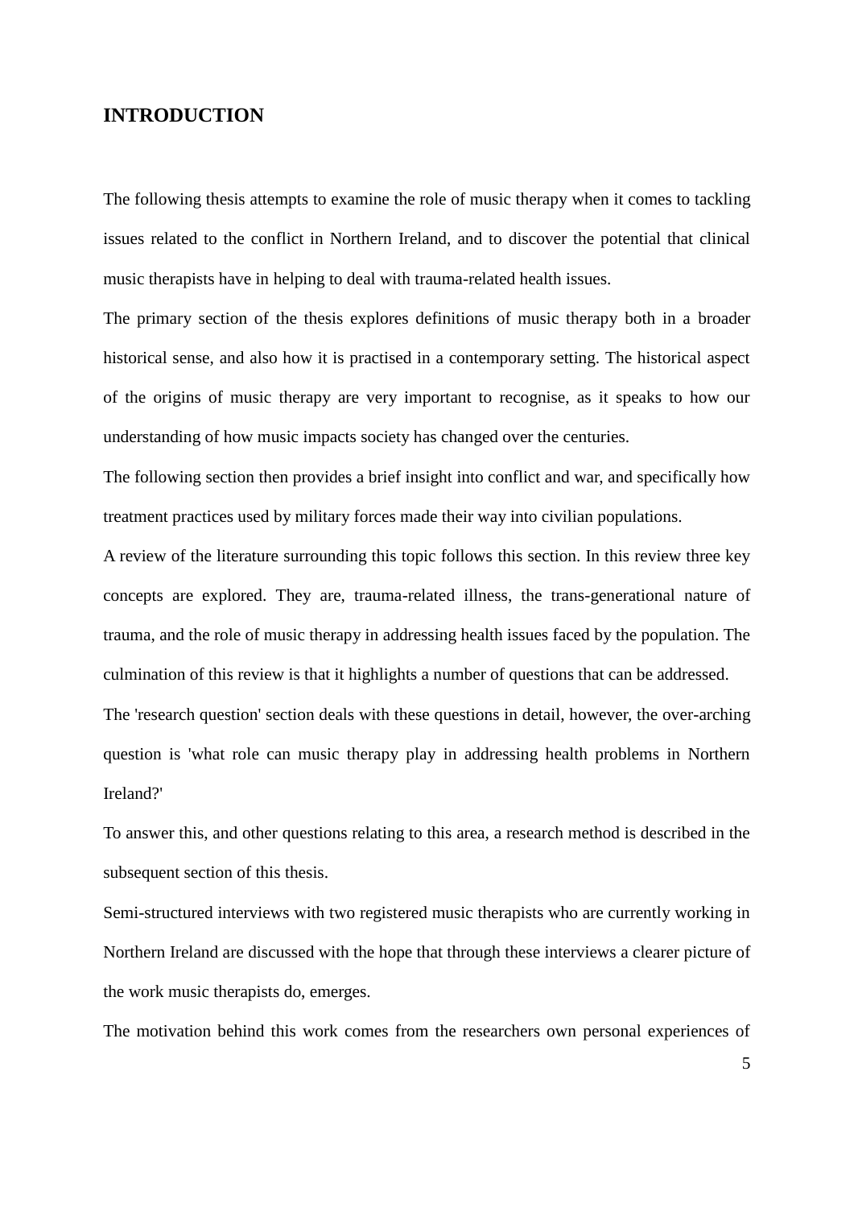# INTRODUCTION

The following thesis attempts to examine the role of music therapy when it comes to tackling issues related to the conflict in Northern Ireland, and to discover the potential that clinical music therapists have in helping to deal with trauma-related health issues.

The primary section of the thesis explores definitions of music therapy both in a broader historical sense, and also how it is practised in a contemporary setting. The historical aspect of the origins of music therapy are very important to recognise, as it speaks to how our understanding of how music impacts society has changed over the centuries.

The following section then provides a brief insight into conflict and war, and specifically how treatment practices used by military forces made their way into civilian populations.

A review of the literature surrounding this topic follows this section. In this review three key concepts are explored. They are, trauma-related illness, the trans-generational nature of trauma, and the role of music therapy in addressing health issues faced by the population. The culmination of this review is that it highlights a number of questions that can be addressed.

The 'research question' section deals with these questions in detail, however, the over-arching question is 'what role can music therapy play in addressing health problems in Northern Ireland?'

To answer this, and other questions relating to this area, a research method is described in the subsequent section of this thesis.

Semi-structured interviews with two registered music therapists who are currently working in Northern Ireland are discussed with the hope that through these interviews a clearer picture of the work music therapists do, emerges.

The motivation behind this work comes from the researchers own personal experiences of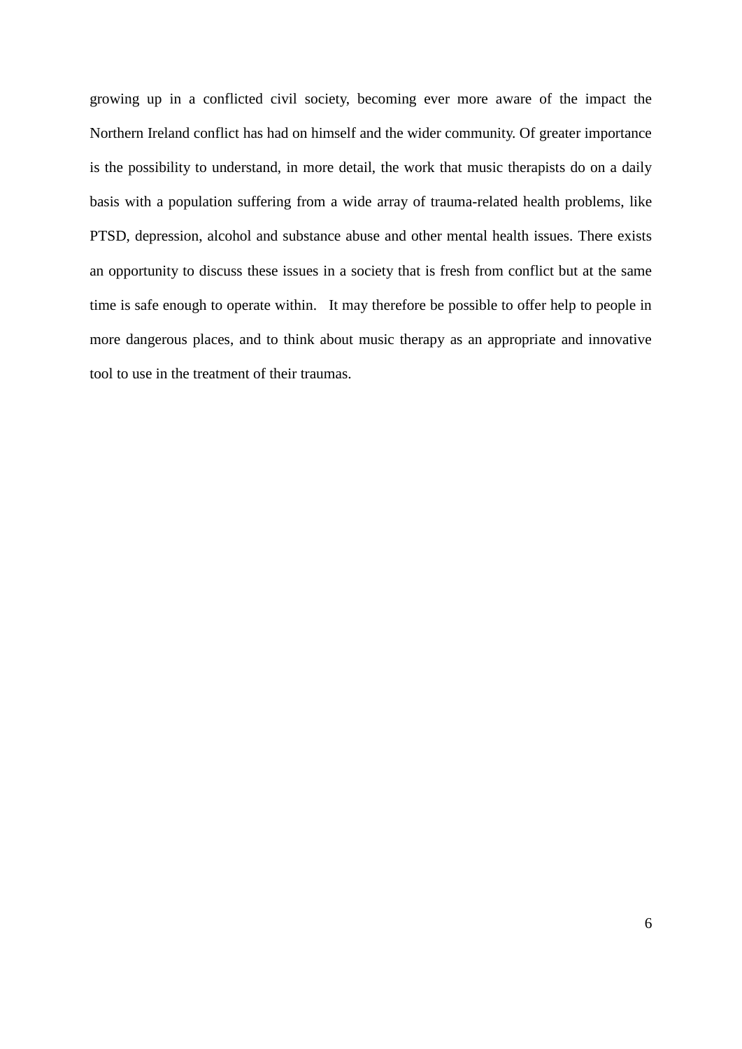growing up in a conflicted civil society, becoming ever more aware of the impact the Northern Ireland conflict has had on himself and the wider community. Of greater importance is the possibility to understand, in more detail, the work that music therapists do on a daily basis with a population suffering from a wide array of trauma-related health problems, like PTSD, depression, alcohol and substance abuse and other mental health issues. There exists an opportunity to discuss these issues in a society that is fresh from conflict but at the same time is safe enough to operate within. It may therefore be possible to offer help to people in more dangerous places, and to think about music therapy as an appropriate and innovative tool to use in the treatment of their traumas.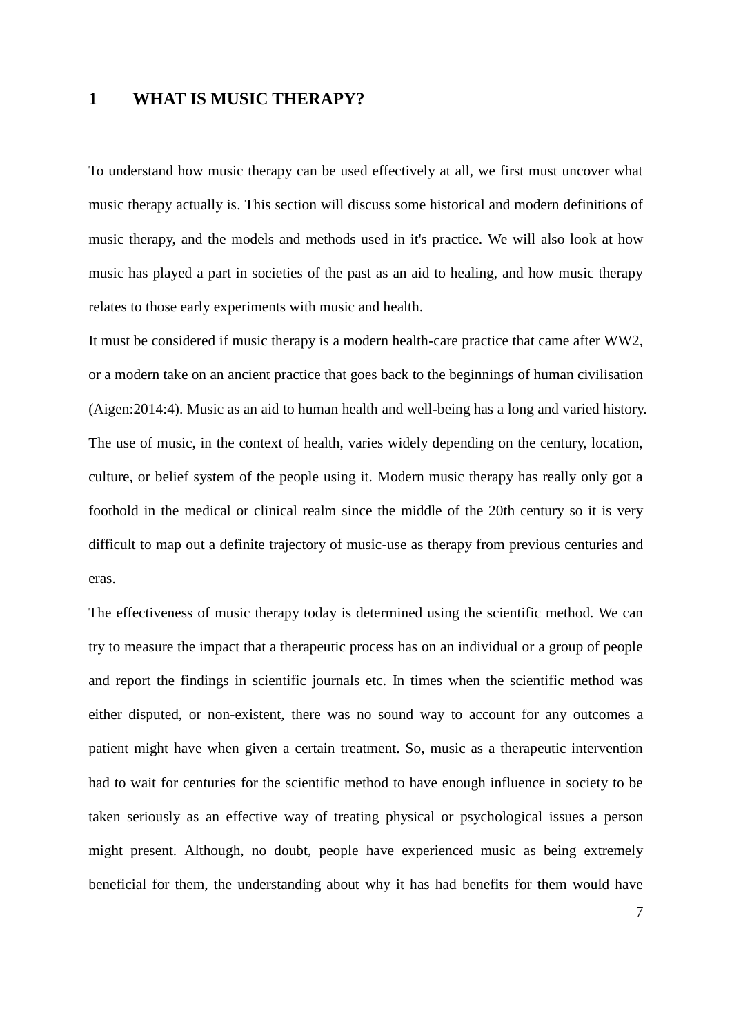# 1 WHAT IS MUSIC THERAPY?

To understand how music therapy can be used effectively at all, we first must uncover what music therapy actually is. This section will discuss some historical and modern definitions of music therapy, and the models and methods used in it's practice. We will also look at how music has played a part in societies of the past as an aid to healing, and how music therapy relates to those early experiments with music and health.

It must be considered if music therapy is a modern health-care practice that came after WW2, or a modern take on an ancient practice that goes back to the beginnings of human civilisation (Aigen:2014:4). Music as an aid to human health and well-being has a long and varied history. The use of music, in the context of health, varies widely depending on the century, location, culture, or belief system of the people using it. Modern music therapy has really only got a foothold in the medical or clinical realm since the middle of the 20th century so it is very difficult to map out a definite trajectory of music-use as therapy from previous centuries and eras.

The effectiveness of music therapy today is determined using the scientific method. We can try to measure the impact that a therapeutic process has on an individual or a group of people and report the findings in scientific journals etc. In times when the scientific method was either disputed, or non-existent, there was no sound way to account for any outcomes a patient might have when given a certain treatment. So, music as a therapeutic intervention had to wait for centuries for the scientific method to have enough influence in society to be taken seriously as an effective way of treating physical or psychological issues a person might present. Although, no doubt, people have experienced music as being extremely beneficial for them, the understanding about why it has had benefits for them would have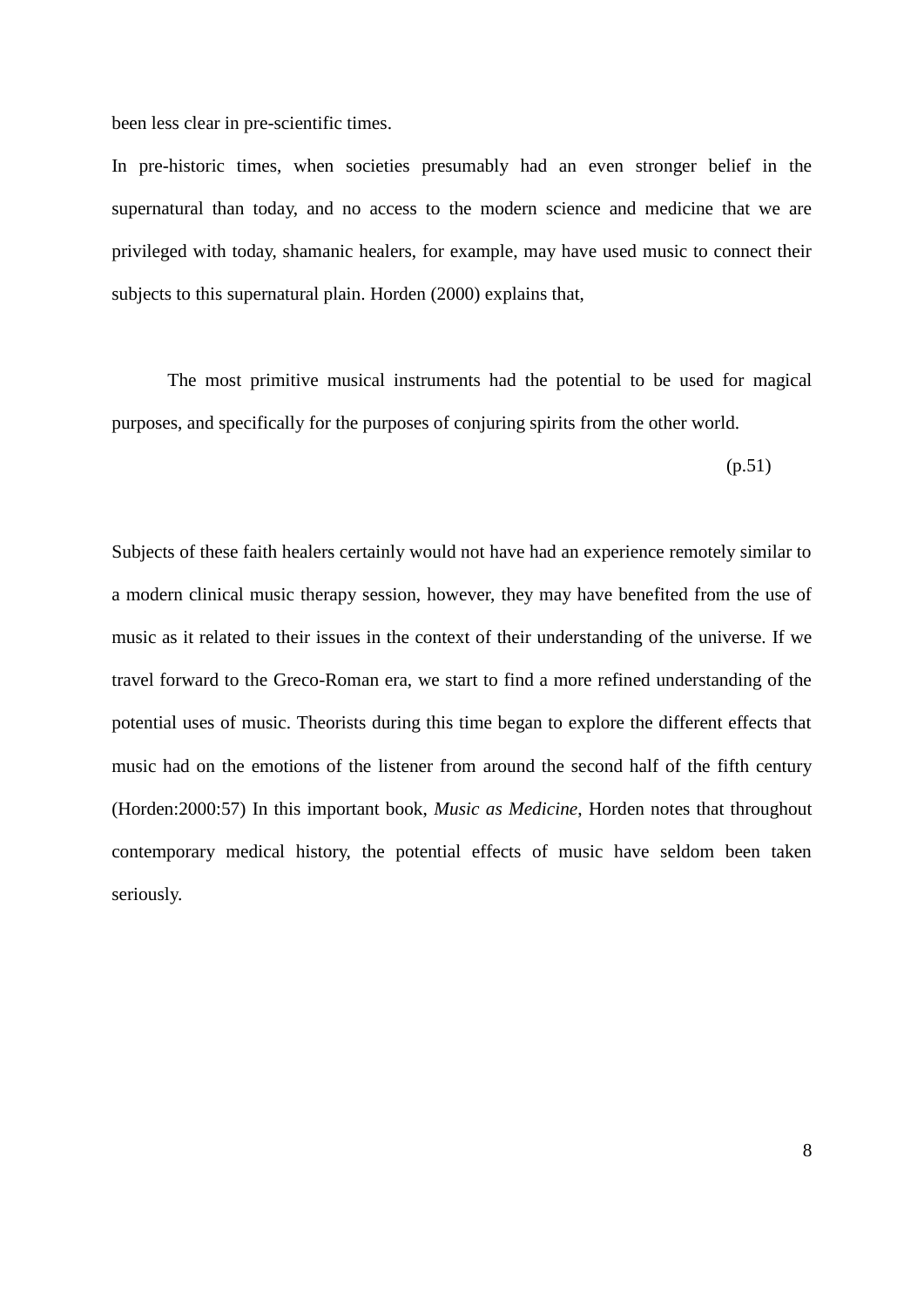been less clear in pre-scientific times.

In pre-historic times, when societies presumably had an even stronger belief in the supernatural than today, and no access to the modern science and medicine that we are privileged with today, shamanic healers, for example, may have used music to connect their subjects to this supernatural plain. Horden (2000) explains that,

> The most primitive musical instruments had the potential to be used for magical purposes, and specifically for the purposes of conjuring spirits from the other world.
>
> (p.51)

Subjects of these faith healers certainly would not have had an experience remotely similar to a modern clinical music therapy session, however, they may have benefited from the use of music as it related to their issues in the context of their understanding of the universe. If we travel forward to the Greco-Roman era, we start to find a more refined understanding of the potential uses of music. Theorists during this time began to explore the different effects that music had on the emotions of the listener from around the second half of the fifth century (Horden:2000:57) In this important book, *Music as Medicine*, Horden notes that throughout contemporary medical history, the potential effects of music have seldom been taken seriously.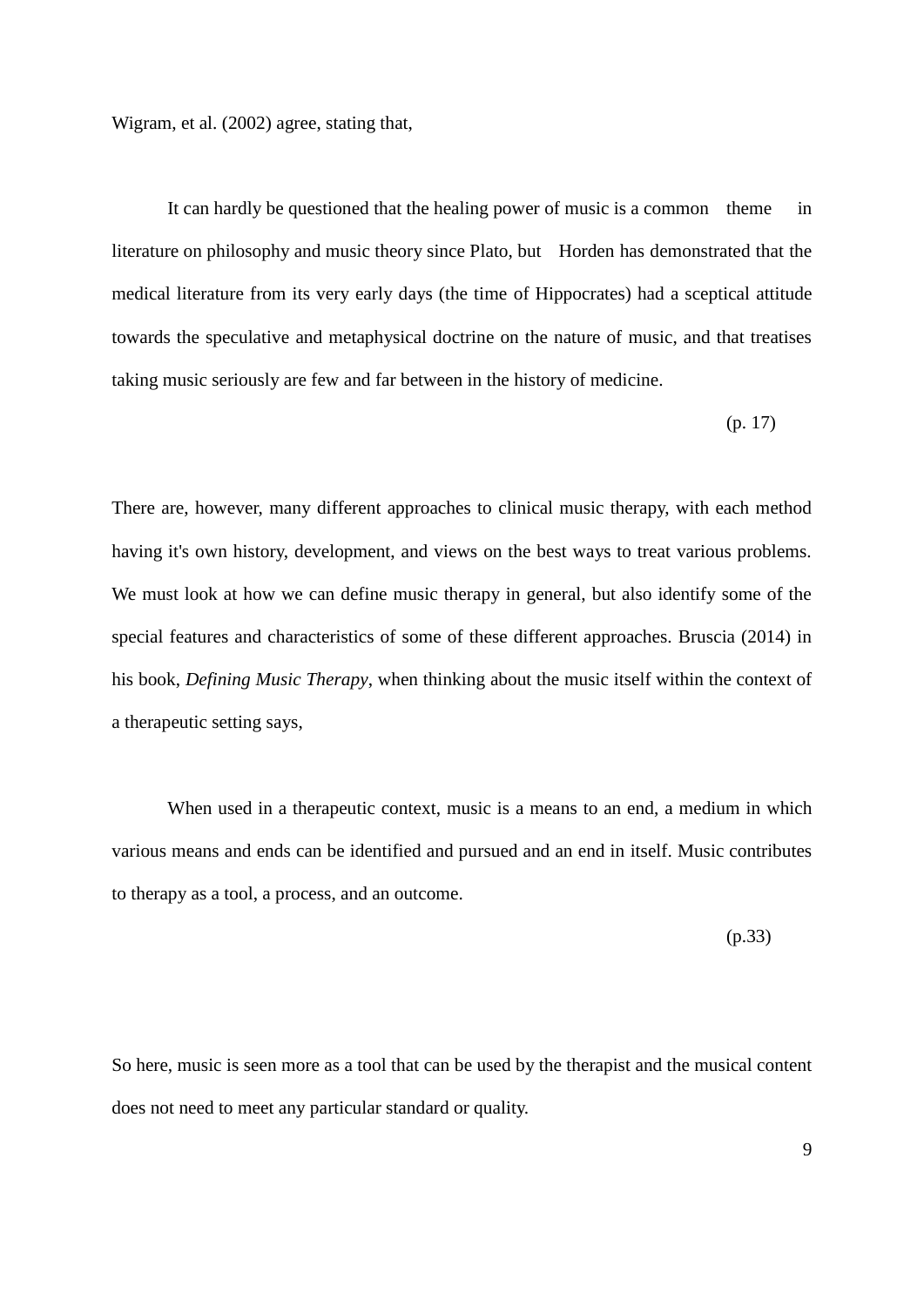Wigram, et al. (2002) agree, stating that,

> It can hardly be questioned that the healing power of music is a common theme in literature on philosophy and music theory since Plato, but Horden has demonstrated that the medical literature from its very early days (the time of Hippocrates) had a sceptical attitude towards the speculative and metaphysical doctrine on the nature of music, and that treatises taking music seriously are few and far between in the history of medicine.
>
> (p. 17)

There are, however, many different approaches to clinical music therapy, with each method having it's own history, development, and views on the best ways to treat various problems. We must look at how we can define music therapy in general, but also identify some of the special features and characteristics of some of these different approaches. Bruscia (2014) in his book, *Defining Music Therapy*, when thinking about the music itself within the context of a therapeutic setting says,

> When used in a therapeutic context, music is a means to an end, a medium in which various means and ends can be identified and pursued and an end in itself. Music contributes to therapy as a tool, a process, and an outcome.
>
> (p.33)

So here, music is seen more as a tool that can be used by the therapist and the musical content does not need to meet any particular standard or quality.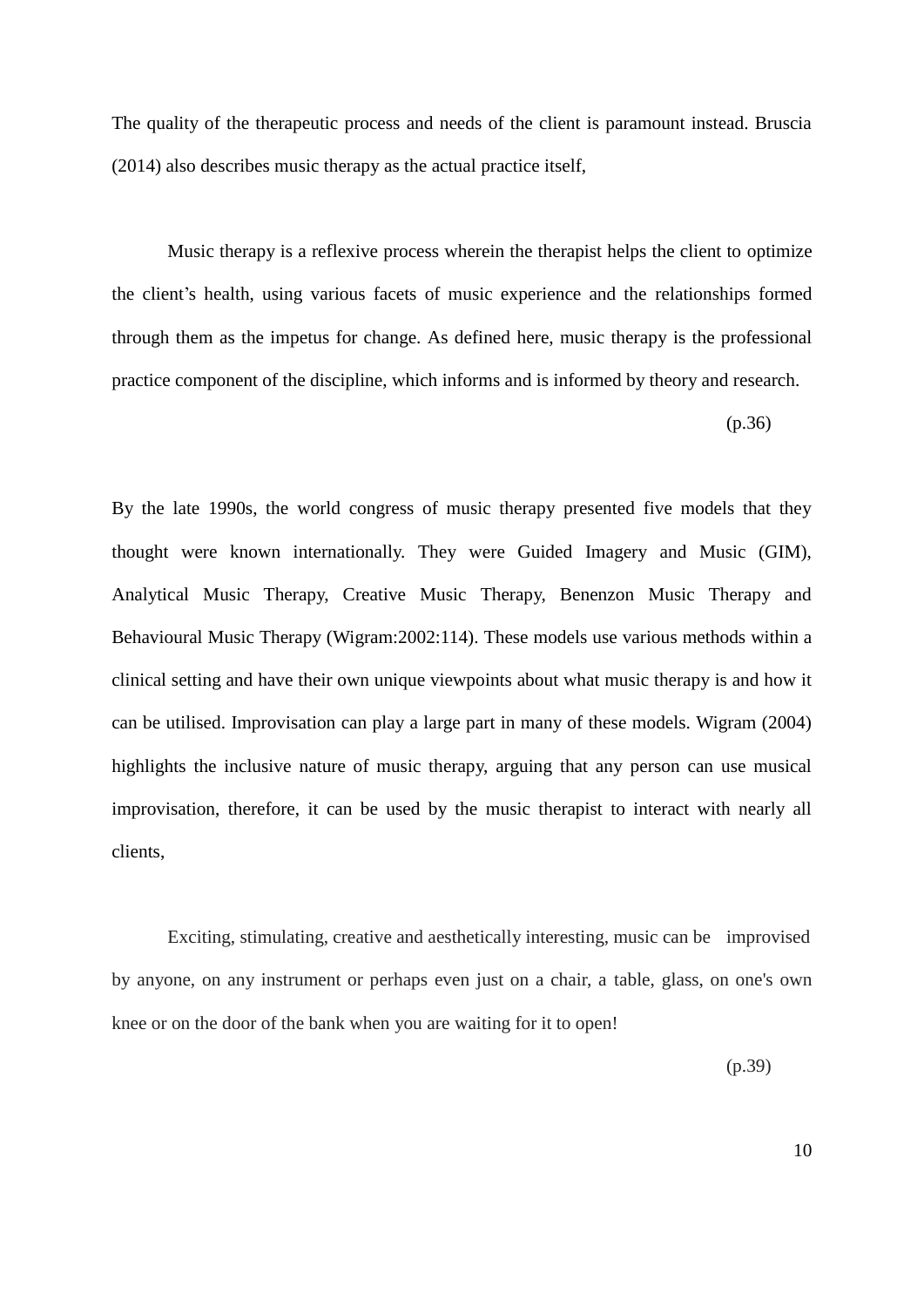The quality of the therapeutic process and needs of the client is paramount instead. Bruscia (2014) also describes music therapy as the actual practice itself,

> Music therapy is a reflexive process wherein the therapist helps the client to optimize the client's health, using various facets of music experience and the relationships formed through them as the impetus for change. As defined here, music therapy is the professional practice component of the discipline, which informs and is informed by theory and research.
>
> (p.36)

By the late 1990s, the world congress of music therapy presented five models that they thought were known internationally. They were Guided Imagery and Music (GIM), Analytical Music Therapy, Creative Music Therapy, Benenzon Music Therapy and Behavioural Music Therapy (Wigram:2002:114). These models use various methods within a clinical setting and have their own unique viewpoints about what music therapy is and how it can be utilised. Improvisation can play a large part in many of these models. Wigram (2004) highlights the inclusive nature of music therapy, arguing that any person can use musical improvisation, therefore, it can be used by the music therapist to interact with nearly all clients,

> Exciting, stimulating, creative and aesthetically interesting, music can be improvised by anyone, on any instrument or perhaps even just on a chair, a table, glass, on one's own knee or on the door of the bank when you are waiting for it to open!
>
> (p.39)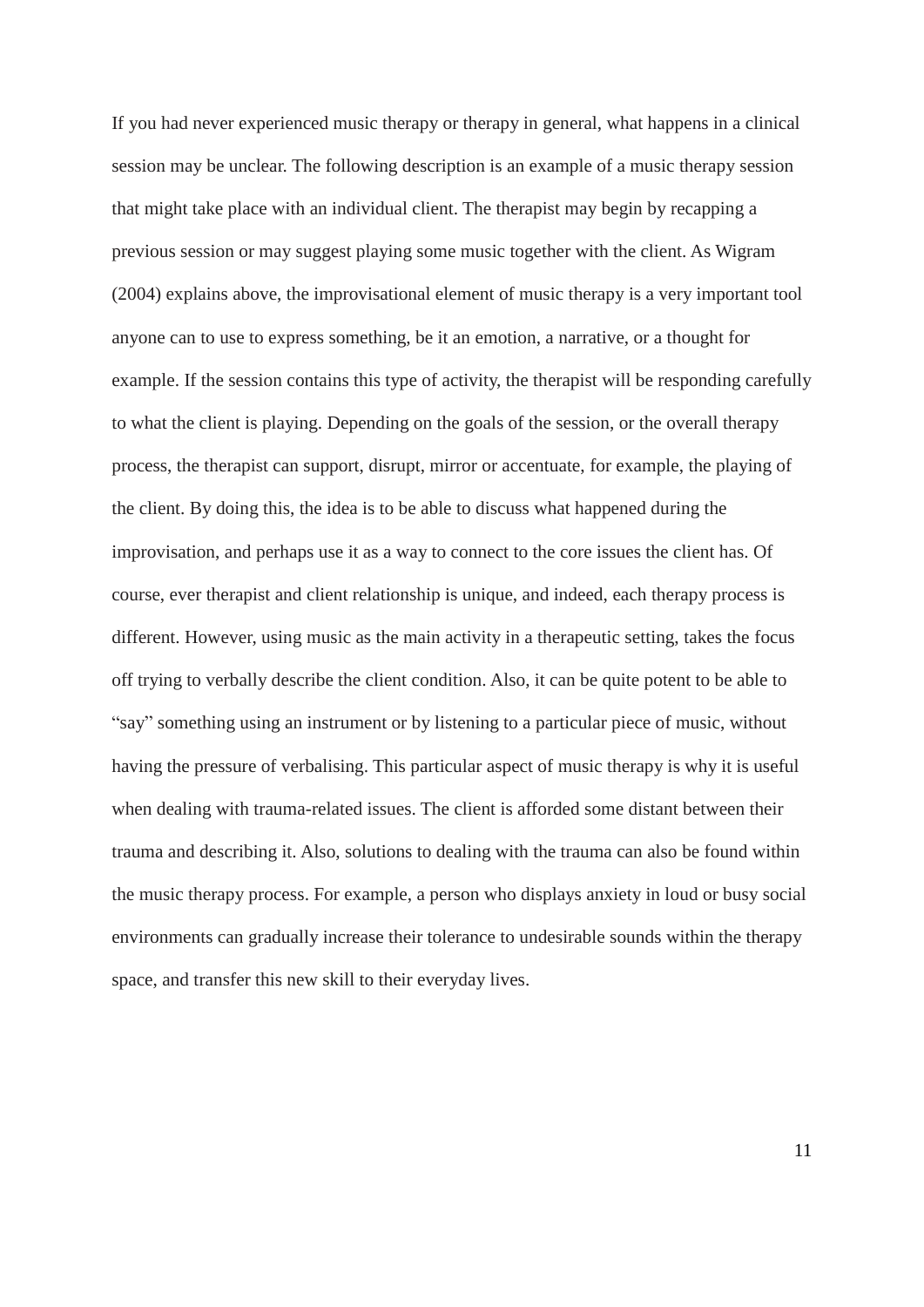If you had never experienced music therapy or therapy in general, what happens in a clinical session may be unclear. The following description is an example of a music therapy session that might take place with an individual client. The therapist may begin by recapping a previous session or may suggest playing some music together with the client. As Wigram (2004) explains above, the improvisational element of music therapy is a very important tool anyone can to use to express something, be it an emotion, a narrative, or a thought for example. If the session contains this type of activity, the therapist will be responding carefully to what the client is playing. Depending on the goals of the session, or the overall therapy process, the therapist can support, disrupt, mirror or accentuate, for example, the playing of the client. By doing this, the idea is to be able to discuss what happened during the improvisation, and perhaps use it as a way to connect to the core issues the client has. Of course, ever therapist and client relationship is unique, and indeed, each therapy process is different. However, using music as the main activity in a therapeutic setting, takes the focus off trying to verbally describe the client condition. Also, it can be quite potent to be able to "say" something using an instrument or by listening to a particular piece of music, without having the pressure of verbalising. This particular aspect of music therapy is why it is useful when dealing with trauma-related issues. The client is afforded some distant between their trauma and describing it. Also, solutions to dealing with the trauma can also be found within the music therapy process. For example, a person who displays anxiety in loud or busy social environments can gradually increase their tolerance to undesirable sounds within the therapy space, and transfer this new skill to their everyday lives.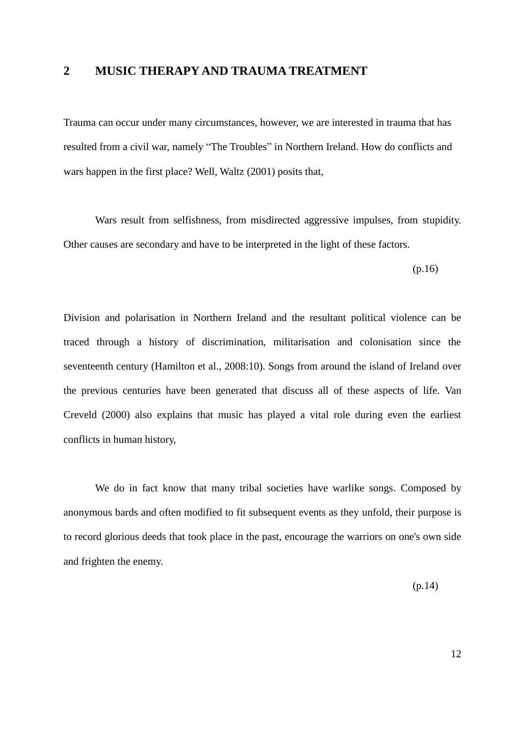## 2 MUSIC THERAPY AND TRAUMA TREATMENT

Trauma can occur under many circumstances, however, we are interested in trauma that has resulted from a civil war, namely "The Troubles" in Northern Ireland. How do conflicts and wars happen in the first place? Well, Waltz (2001) posits that,

> Wars result from selfishness, from misdirected aggressive impulses, from stupidity. Other causes are secondary and have to be interpreted in the light of these factors.
>
> (p.16)

Division and polarisation in Northern Ireland and the resultant political violence can be traced through a history of discrimination, militarisation and colonisation since the seventeenth century (Hamilton et al., 2008:10). Songs from around the island of Ireland over the previous centuries have been generated that discuss all of these aspects of life. Van Creveld (2000) also explains that music has played a vital role during even the earliest conflicts in human history,

> We do in fact know that many tribal societies have warlike songs. Composed by anonymous bards and often modified to fit subsequent events as they unfold, their purpose is to record glorious deeds that took place in the past, encourage the warriors on one's own side and frighten the enemy.
>
> (p.14)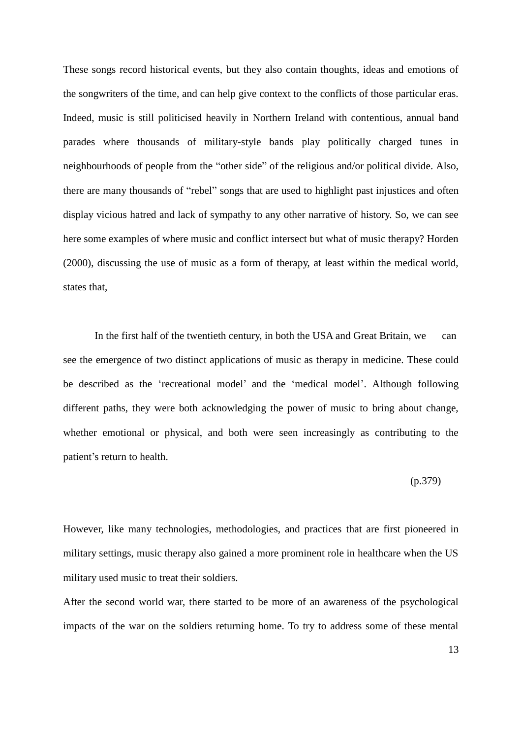These songs record historical events, but they also contain thoughts, ideas and emotions of the songwriters of the time, and can help give context to the conflicts of those particular eras. Indeed, music is still politicised heavily in Northern Ireland with contentious, annual band parades where thousands of military-style bands play politically charged tunes in neighbourhoods of people from the "other side" of the religious and/or political divide. Also, there are many thousands of "rebel" songs that are used to highlight past injustices and often display vicious hatred and lack of sympathy to any other narrative of history. So, we can see here some examples of where music and conflict intersect but what of music therapy? Horden (2000), discussing the use of music as a form of therapy, at least within the medical world, states that,

> In the first half of the twentieth century, in both the USA and Great Britain, we can see the emergence of two distinct applications of music as therapy in medicine. These could be described as the 'recreational model' and the 'medical model'. Although following different paths, they were both acknowledging the power of music to bring about change, whether emotional or physical, and both were seen increasingly as contributing to the patient's return to health.
>
> (p.379)

However, like many technologies, methodologies, and practices that are first pioneered in military settings, music therapy also gained a more prominent role in healthcare when the US military used music to treat their soldiers.

After the second world war, there started to be more of an awareness of the psychological impacts of the war on the soldiers returning home. To try to address some of these mental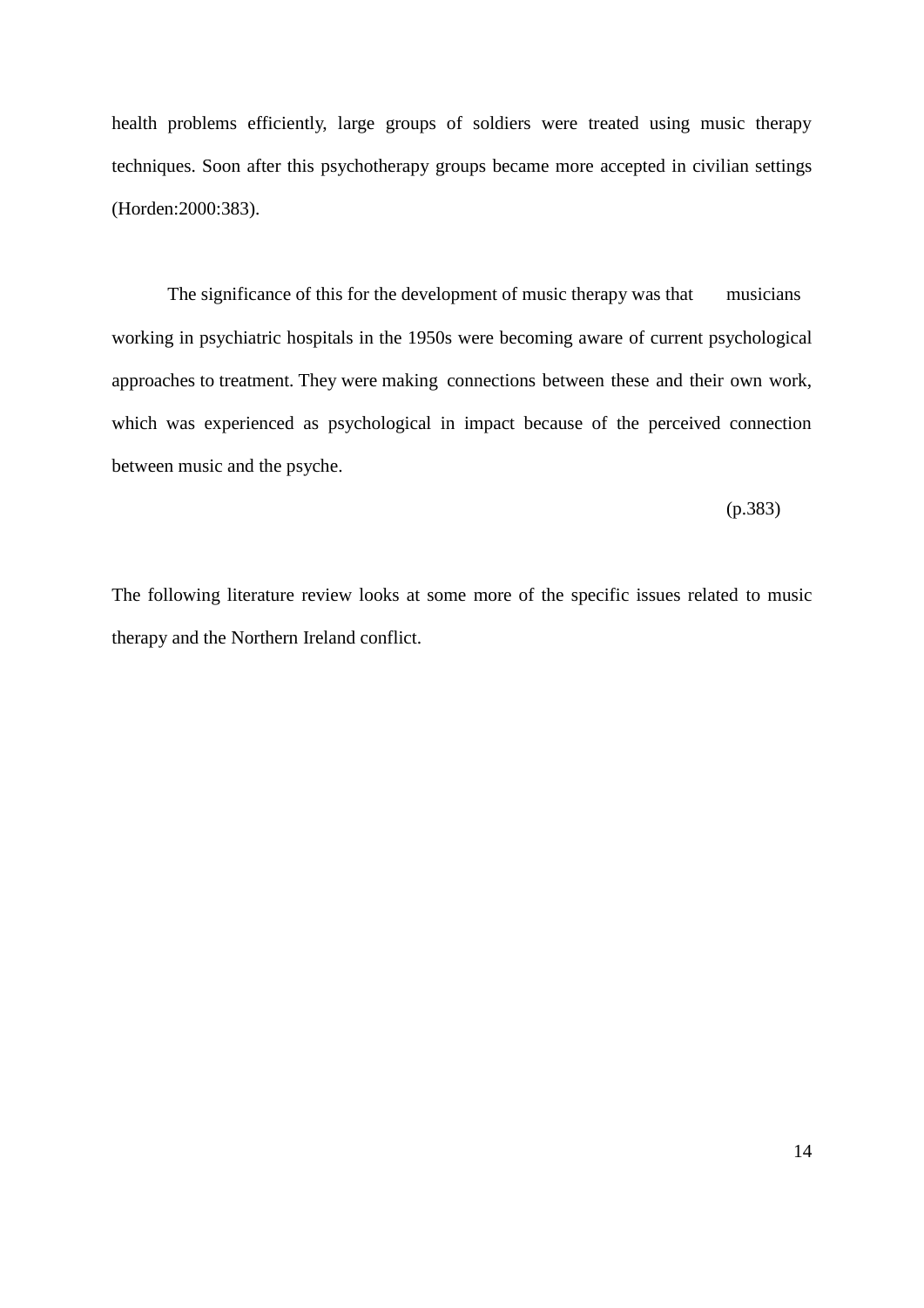health problems efficiently, large groups of soldiers were treated using music therapy techniques. Soon after this psychotherapy groups became more accepted in civilian settings (Horden:2000:383).

> The significance of this for the development of music therapy was that musicians working in psychiatric hospitals in the 1950s were becoming aware of current psychological approaches to treatment. They were making connections between these and their own work, which was experienced as psychological in impact because of the perceived connection between music and the psyche.
>
> (p.383)

The following literature review looks at some more of the specific issues related to music therapy and the Northern Ireland conflict.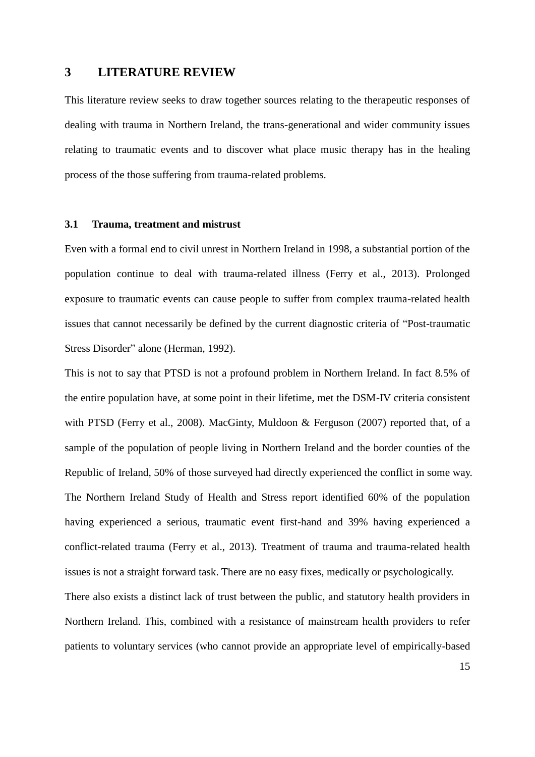# 3 LITERATURE REVIEW

This literature review seeks to draw together sources relating to the therapeutic responses of dealing with trauma in Northern Ireland, the trans-generational and wider community issues relating to traumatic events and to discover what place music therapy has in the healing process of the those suffering from trauma-related problems.

## 3.1 Trauma, treatment and mistrust

Even with a formal end to civil unrest in Northern Ireland in 1998, a substantial portion of the population continue to deal with trauma-related illness (Ferry et al., 2013). Prolonged exposure to traumatic events can cause people to suffer from complex trauma-related health issues that cannot necessarily be defined by the current diagnostic criteria of "Post-traumatic Stress Disorder" alone (Herman, 1992).

This is not to say that PTSD is not a profound problem in Northern Ireland. In fact 8.5% of the entire population have, at some point in their lifetime, met the DSM-IV criteria consistent with PTSD (Ferry et al., 2008). MacGinty, Muldoon & Ferguson (2007) reported that, of a sample of the population of people living in Northern Ireland and the border counties of the Republic of Ireland, 50% of those surveyed had directly experienced the conflict in some way. The Northern Ireland Study of Health and Stress report identified 60% of the population having experienced a serious, traumatic event first-hand and 39% having experienced a conflict-related trauma (Ferry et al., 2013). Treatment of trauma and trauma-related health issues is not a straight forward task. There are no easy fixes, medically or psychologically.

There also exists a distinct lack of trust between the public, and statutory health providers in Northern Ireland. This, combined with a resistance of mainstream health providers to refer patients to voluntary services (who cannot provide an appropriate level of empirically-based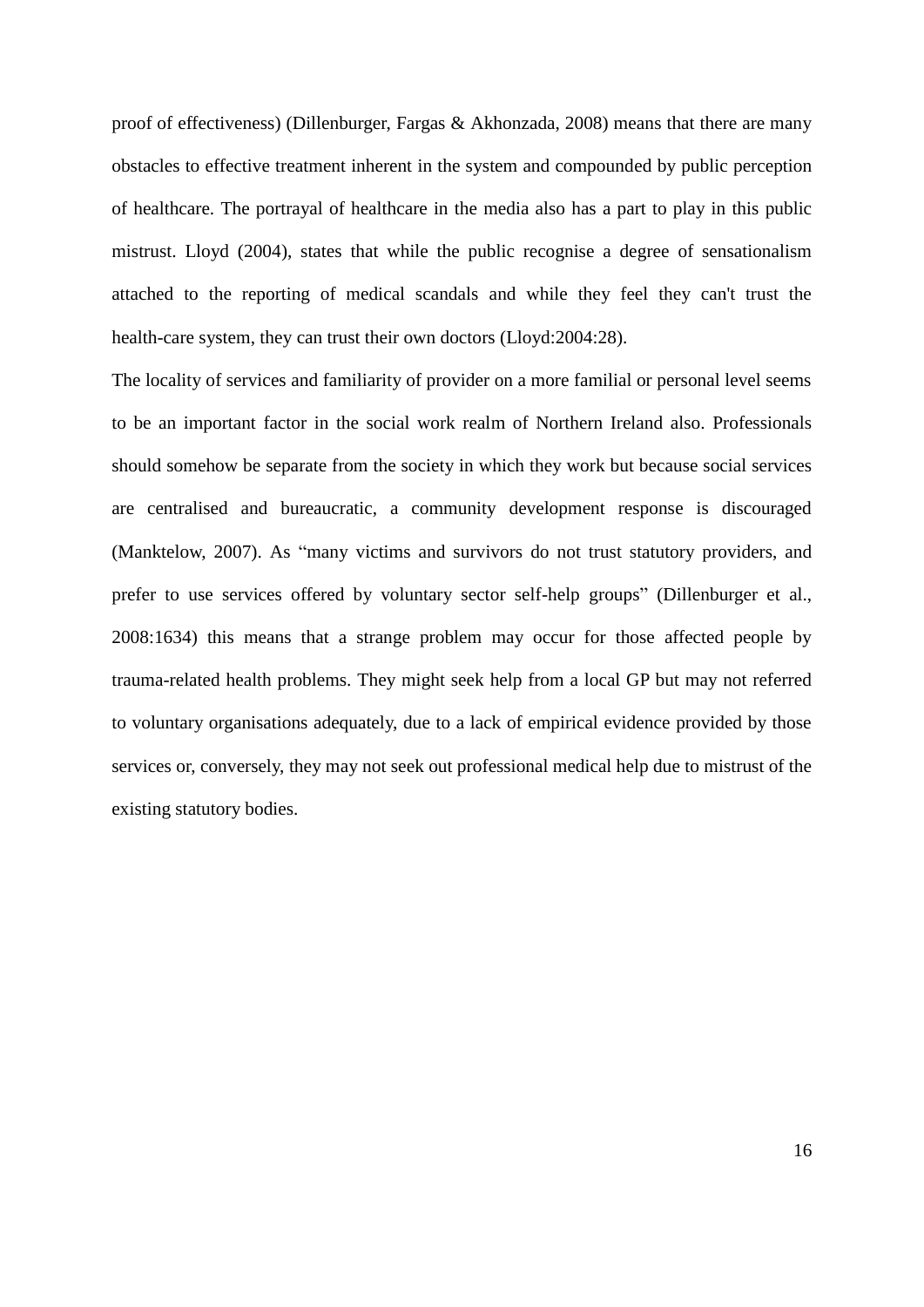proof of effectiveness) (Dillenburger, Fargas & Akhonzada, 2008) means that there are many obstacles to effective treatment inherent in the system and compounded by public perception of healthcare. The portrayal of healthcare in the media also has a part to play in this public mistrust. Lloyd (2004), states that while the public recognise a degree of sensationalism attached to the reporting of medical scandals and while they feel they can't trust the health-care system, they can trust their own doctors (Lloyd:2004:28).

The locality of services and familiarity of provider on a more familial or personal level seems to be an important factor in the social work realm of Northern Ireland also. Professionals should somehow be separate from the society in which they work but because social services are centralised and bureaucratic, a community development response is discouraged (Manktelow, 2007). As "many victims and survivors do not trust statutory providers, and prefer to use services offered by voluntary sector self-help groups" (Dillenburger et al., 2008:1634) this means that a strange problem may occur for those affected people by trauma-related health problems. They might seek help from a local GP but may not referred to voluntary organisations adequately, due to a lack of empirical evidence provided by those services or, conversely, they may not seek out professional medical help due to mistrust of the existing statutory bodies.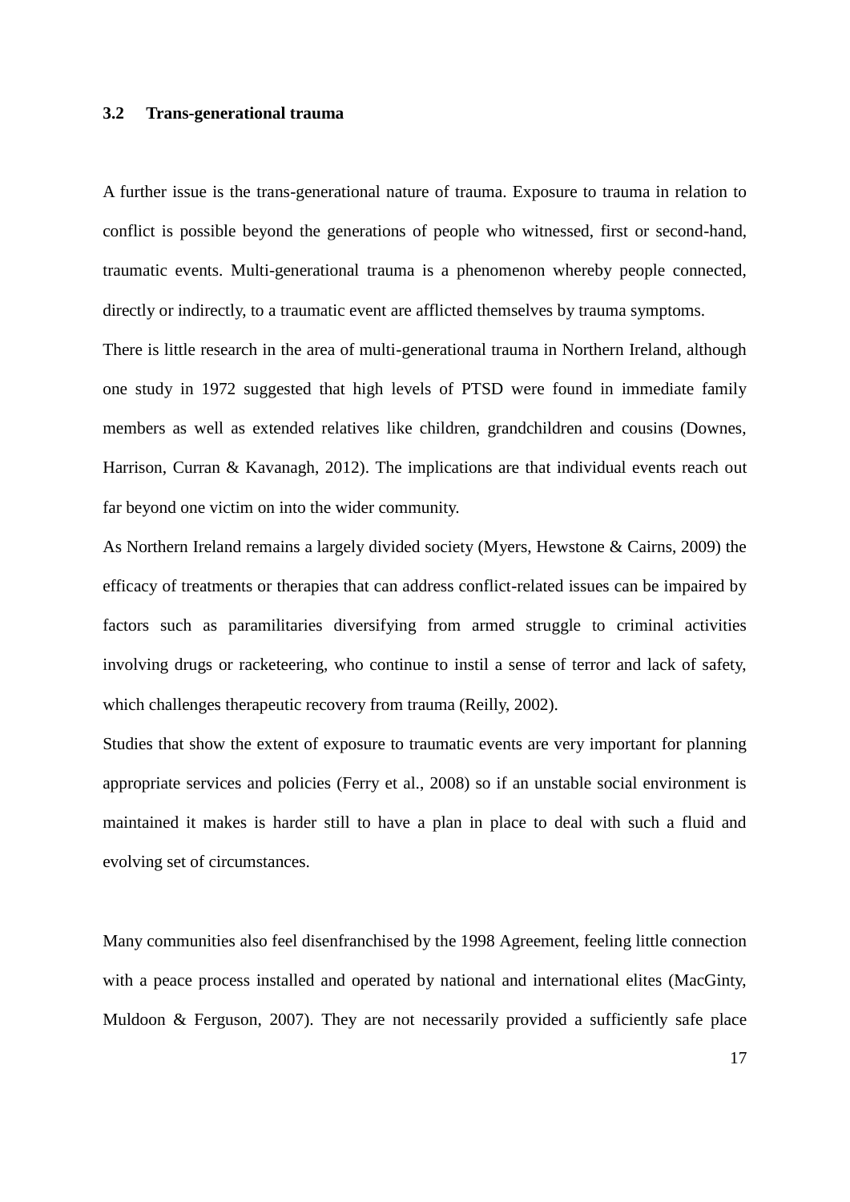### 3.2 Trans-generational trauma

A further issue is the trans-generational nature of trauma. Exposure to trauma in relation to conflict is possible beyond the generations of people who witnessed, first or second-hand, traumatic events. Multi-generational trauma is a phenomenon whereby people connected, directly or indirectly, to a traumatic event are afflicted themselves by trauma symptoms.

There is little research in the area of multi-generational trauma in Northern Ireland, although one study in 1972 suggested that high levels of PTSD were found in immediate family members as well as extended relatives like children, grandchildren and cousins (Downes, Harrison, Curran & Kavanagh, 2012). The implications are that individual events reach out far beyond one victim on into the wider community.

As Northern Ireland remains a largely divided society (Myers, Hewstone & Cairns, 2009) the efficacy of treatments or therapies that can address conflict-related issues can be impaired by factors such as paramilitaries diversifying from armed struggle to criminal activities involving drugs or racketeering, who continue to instil a sense of terror and lack of safety, which challenges therapeutic recovery from trauma (Reilly, 2002).

Studies that show the extent of exposure to traumatic events are very important for planning appropriate services and policies (Ferry et al., 2008) so if an unstable social environment is maintained it makes is harder still to have a plan in place to deal with such a fluid and evolving set of circumstances.

Many communities also feel disenfranchised by the 1998 Agreement, feeling little connection with a peace process installed and operated by national and international elites (MacGinty, Muldoon & Ferguson, 2007). They are not necessarily provided a sufficiently safe place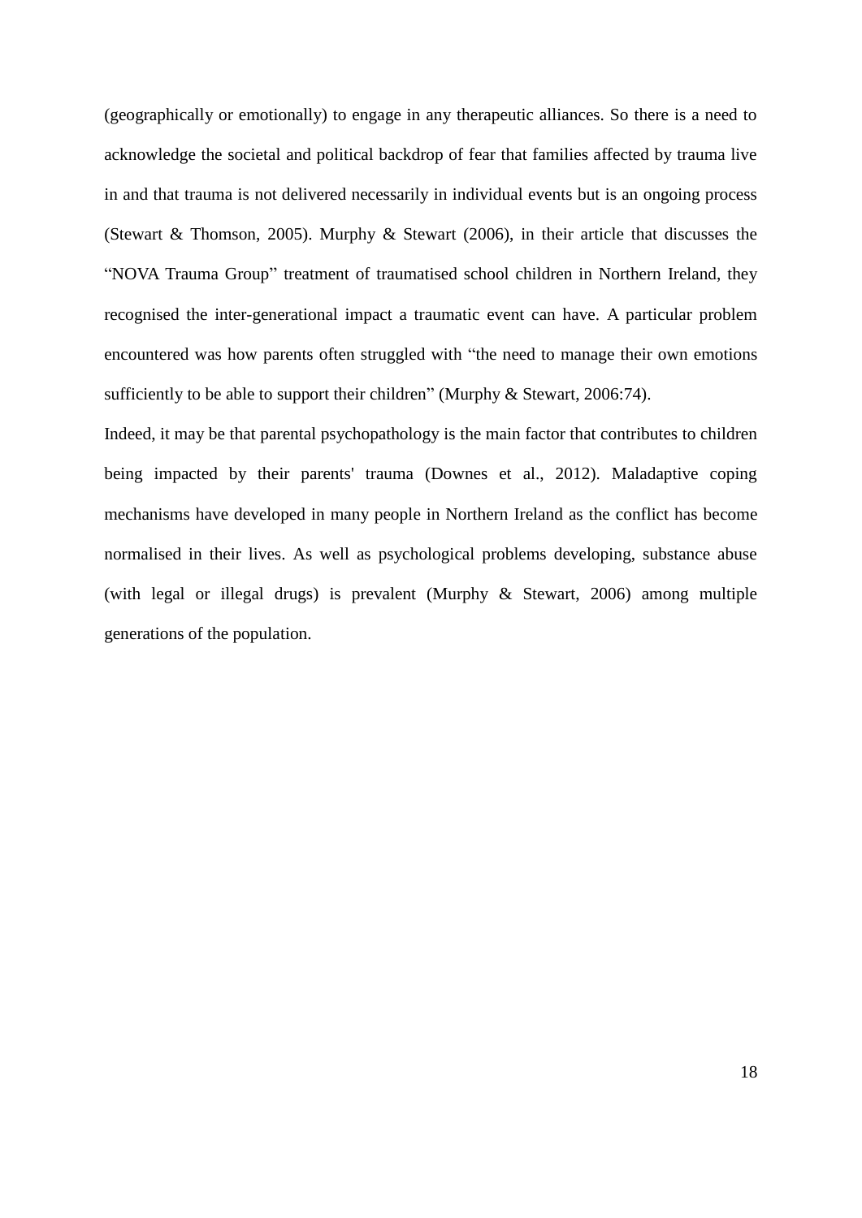(geographically or emotionally) to engage in any therapeutic alliances. So there is a need to acknowledge the societal and political backdrop of fear that families affected by trauma live in and that trauma is not delivered necessarily in individual events but is an ongoing process (Stewart & Thomson, 2005). Murphy & Stewart (2006), in their article that discusses the "NOVA Trauma Group" treatment of traumatised school children in Northern Ireland, they recognised the inter-generational impact a traumatic event can have. A particular problem encountered was how parents often struggled with "the need to manage their own emotions sufficiently to be able to support their children" (Murphy & Stewart, 2006:74).

Indeed, it may be that parental psychopathology is the main factor that contributes to children being impacted by their parents' trauma (Downes et al., 2012). Maladaptive coping mechanisms have developed in many people in Northern Ireland as the conflict has become normalised in their lives. As well as psychological problems developing, substance abuse (with legal or illegal drugs) is prevalent (Murphy & Stewart, 2006) among multiple generations of the population.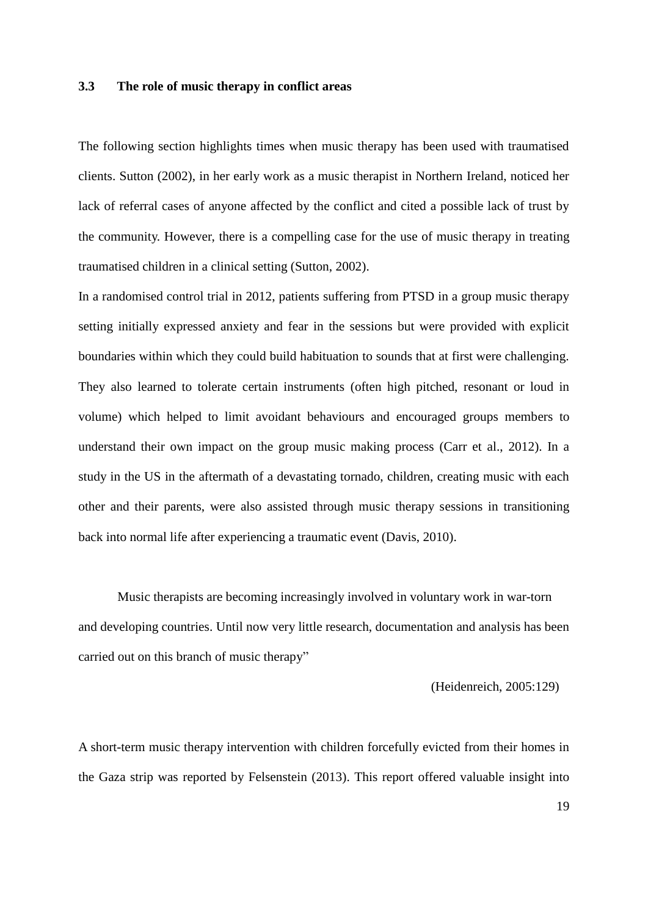### 3.3 The role of music therapy in conflict areas

The following section highlights times when music therapy has been used with traumatised clients. Sutton (2002), in her early work as a music therapist in Northern Ireland, noticed her lack of referral cases of anyone affected by the conflict and cited a possible lack of trust by the community. However, there is a compelling case for the use of music therapy in treating traumatised children in a clinical setting (Sutton, 2002).

In a randomised control trial in 2012, patients suffering from PTSD in a group music therapy setting initially expressed anxiety and fear in the sessions but were provided with explicit boundaries within which they could build habituation to sounds that at first were challenging. They also learned to tolerate certain instruments (often high pitched, resonant or loud in volume) which helped to limit avoidant behaviours and encouraged groups members to understand their own impact on the group music making process (Carr et al., 2012). In a study in the US in the aftermath of a devastating tornado, children, creating music with each other and their parents, were also assisted through music therapy sessions in transitioning back into normal life after experiencing a traumatic event (Davis, 2010).

> Music therapists are becoming increasingly involved in voluntary work in war-torn and developing countries. Until now very little research, documentation and analysis has been carried out on this branch of music therapy"
>
> (Heidenreich, 2005:129)

A short-term music therapy intervention with children forcefully evicted from their homes in the Gaza strip was reported by Felsenstein (2013). This report offered valuable insight into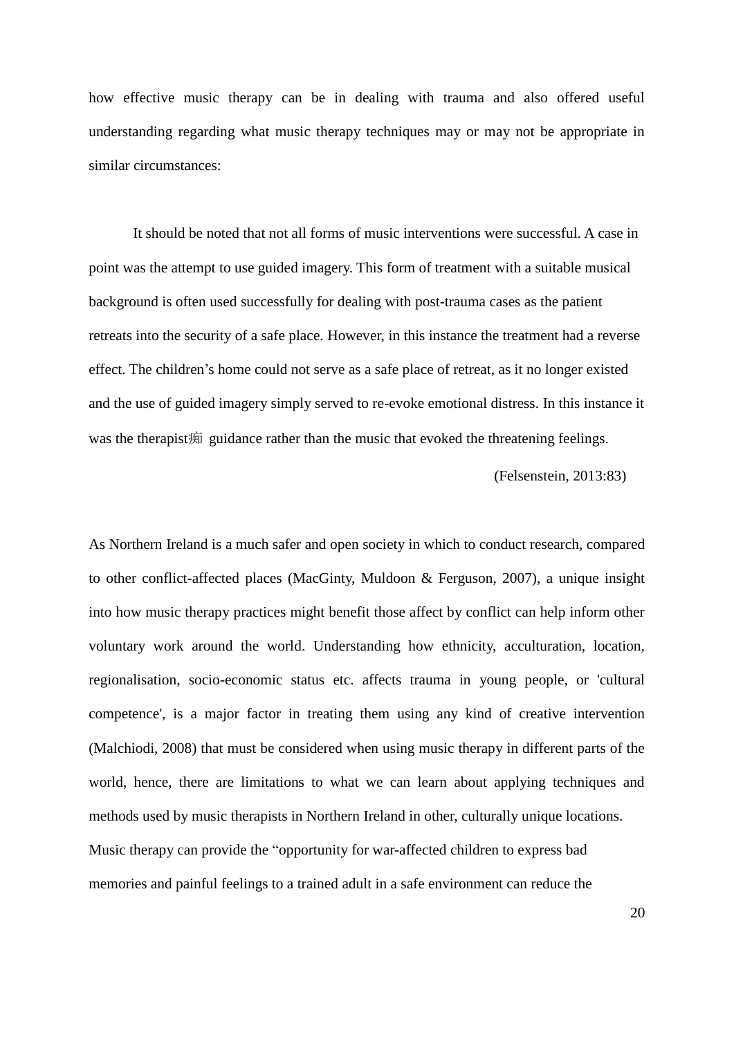how effective music therapy can be in dealing with trauma and also offered useful understanding regarding what music therapy techniques may or may not be appropriate in similar circumstances:

> It should be noted that not all forms of music interventions were successful. A case in point was the attempt to use guided imagery. This form of treatment with a suitable musical background is often used successfully for dealing with post-trauma cases as the patient retreats into the security of a safe place. However, in this instance the treatment had a reverse effect. The children's home could not serve as a safe place of retreat, as it no longer existed and the use of guided imagery simply served to re-evoke emotional distress. In this instance it was the therapist痴 guidance rather than the music that evoked the threatening feelings.
>
> (Felsenstein, 2013:83)

As Northern Ireland is a much safer and open society in which to conduct research, compared to other conflict-affected places (MacGinty, Muldoon & Ferguson, 2007), a unique insight into how music therapy practices might benefit those affect by conflict can help inform other voluntary work around the world. Understanding how ethnicity, acculturation, location, regionalisation, socio-economic status etc. affects trauma in young people, or 'cultural competence', is a major factor in treating them using any kind of creative intervention (Malchiodi, 2008) that must be considered when using music therapy in different parts of the world, hence, there are limitations to what we can learn about applying techniques and methods used by music therapists in Northern Ireland in other, culturally unique locations. Music therapy can provide the "opportunity for war-affected children to express bad memories and painful feelings to a trained adult in a safe environment can reduce the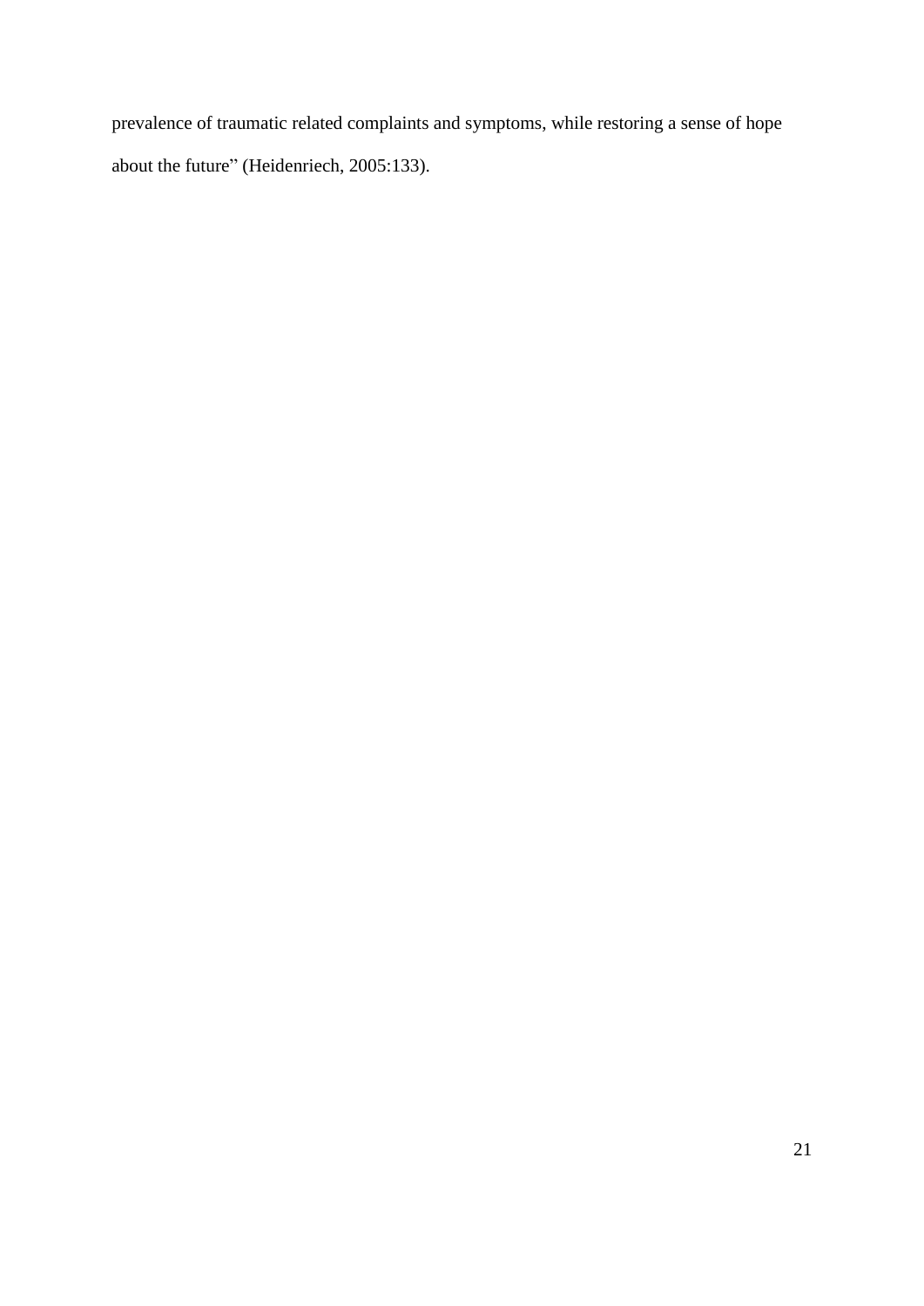prevalence of traumatic related complaints and symptoms, while restoring a sense of hope about the future" (Heidenriech, 2005:133).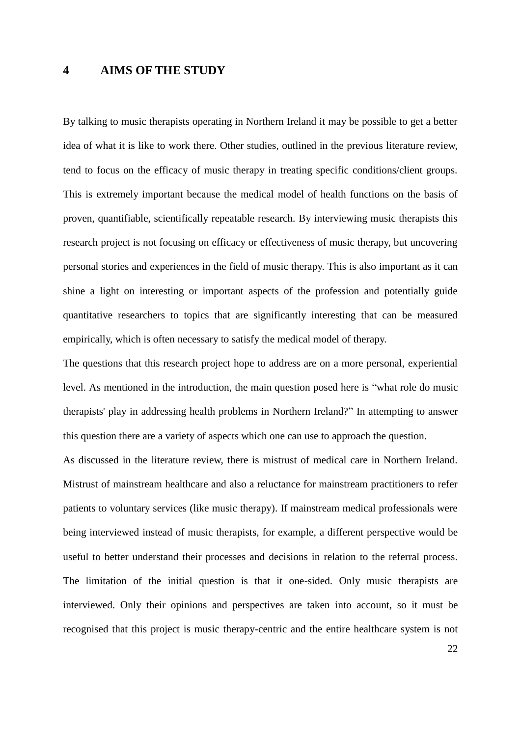# 4 AIMS OF THE STUDY

By talking to music therapists operating in Northern Ireland it may be possible to get a better idea of what it is like to work there. Other studies, outlined in the previous literature review, tend to focus on the efficacy of music therapy in treating specific conditions/client groups. This is extremely important because the medical model of health functions on the basis of proven, quantifiable, scientifically repeatable research. By interviewing music therapists this research project is not focusing on efficacy or effectiveness of music therapy, but uncovering personal stories and experiences in the field of music therapy. This is also important as it can shine a light on interesting or important aspects of the profession and potentially guide quantitative researchers to topics that are significantly interesting that can be measured empirically, which is often necessary to satisfy the medical model of therapy.

The questions that this research project hope to address are on a more personal, experiential level. As mentioned in the introduction, the main question posed here is "what role do music therapists' play in addressing health problems in Northern Ireland?" In attempting to answer this question there are a variety of aspects which one can use to approach the question.

As discussed in the literature review, there is mistrust of medical care in Northern Ireland. Mistrust of mainstream healthcare and also a reluctance for mainstream practitioners to refer patients to voluntary services (like music therapy). If mainstream medical professionals were being interviewed instead of music therapists, for example, a different perspective would be useful to better understand their processes and decisions in relation to the referral process. The limitation of the initial question is that it one-sided. Only music therapists are interviewed. Only their opinions and perspectives are taken into account, so it must be recognised that this project is music therapy-centric and the entire healthcare system is not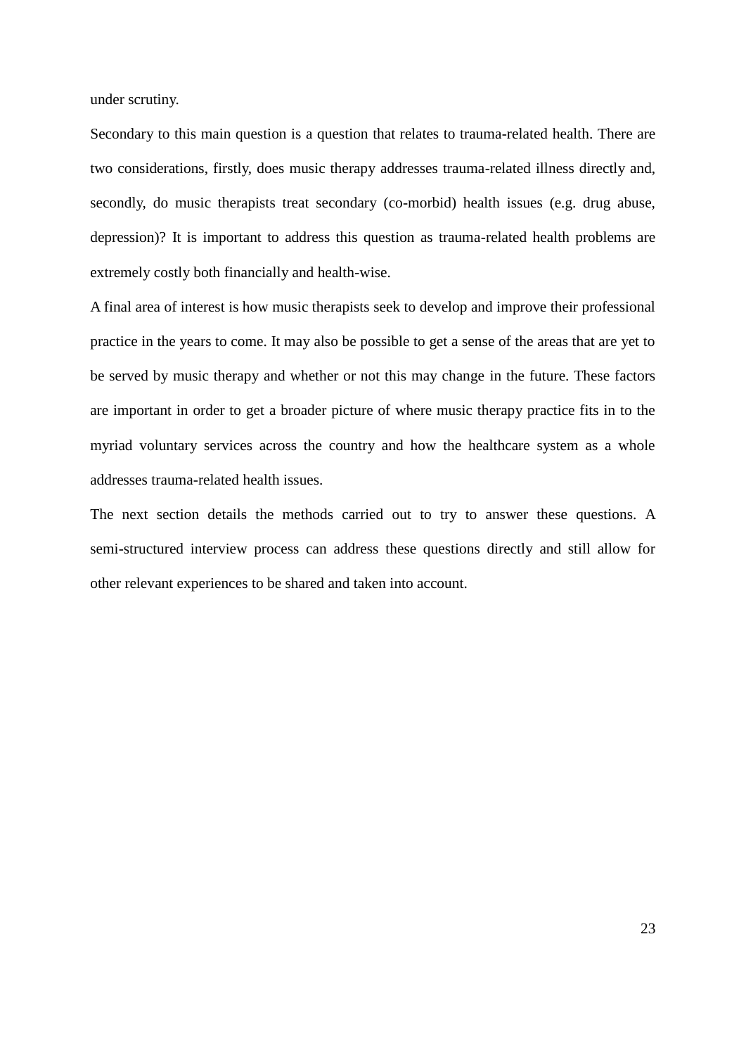under scrutiny.

Secondary to this main question is a question that relates to trauma-related health. There are two considerations, firstly, does music therapy addresses trauma-related illness directly and, secondly, do music therapists treat secondary (co-morbid) health issues (e.g. drug abuse, depression)? It is important to address this question as trauma-related health problems are extremely costly both financially and health-wise.

A final area of interest is how music therapists seek to develop and improve their professional practice in the years to come. It may also be possible to get a sense of the areas that are yet to be served by music therapy and whether or not this may change in the future. These factors are important in order to get a broader picture of where music therapy practice fits in to the myriad voluntary services across the country and how the healthcare system as a whole addresses trauma-related health issues.

The next section details the methods carried out to try to answer these questions. A semi-structured interview process can address these questions directly and still allow for other relevant experiences to be shared and taken into account.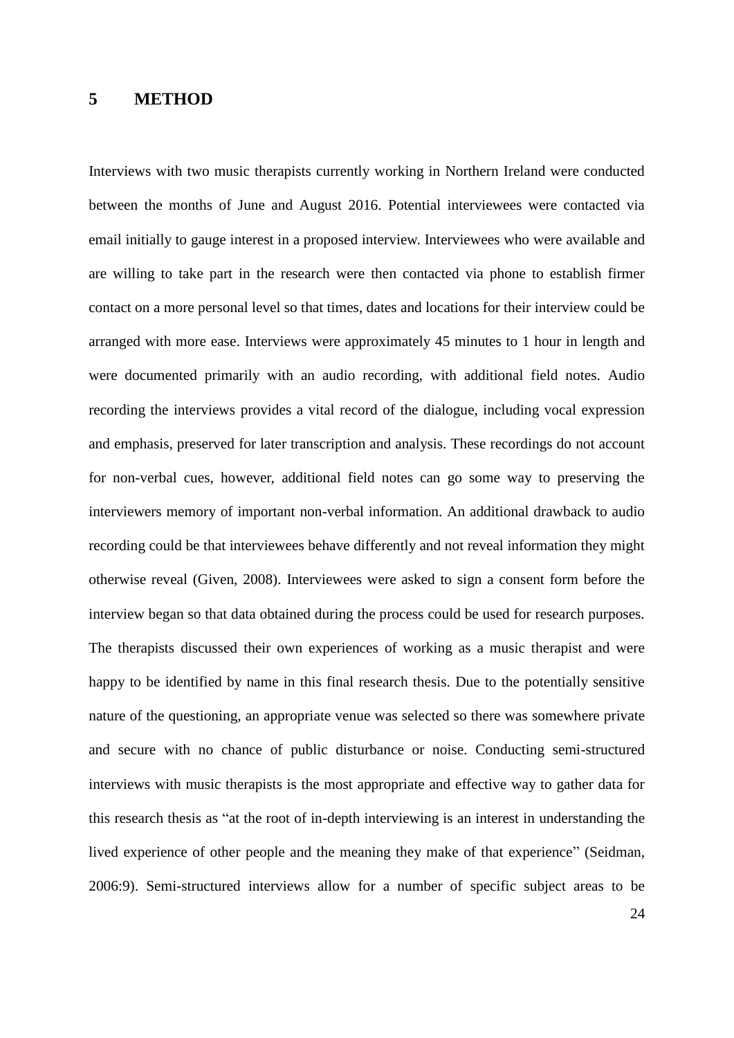# 5 METHOD

Interviews with two music therapists currently working in Northern Ireland were conducted between the months of June and August 2016. Potential interviewees were contacted via email initially to gauge interest in a proposed interview. Interviewees who were available and are willing to take part in the research were then contacted via phone to establish firmer contact on a more personal level so that times, dates and locations for their interview could be arranged with more ease. Interviews were approximately 45 minutes to 1 hour in length and were documented primarily with an audio recording, with additional field notes. Audio recording the interviews provides a vital record of the dialogue, including vocal expression and emphasis, preserved for later transcription and analysis. These recordings do not account for non-verbal cues, however, additional field notes can go some way to preserving the interviewers memory of important non-verbal information. An additional drawback to audio recording could be that interviewees behave differently and not reveal information they might otherwise reveal (Given, 2008). Interviewees were asked to sign a consent form before the interview began so that data obtained during the process could be used for research purposes. The therapists discussed their own experiences of working as a music therapist and were happy to be identified by name in this final research thesis. Due to the potentially sensitive nature of the questioning, an appropriate venue was selected so there was somewhere private and secure with no chance of public disturbance or noise. Conducting semi-structured interviews with music therapists is the most appropriate and effective way to gather data for this research thesis as "at the root of in-depth interviewing is an interest in understanding the lived experience of other people and the meaning they make of that experience" (Seidman, 2006:9). Semi-structured interviews allow for a number of specific subject areas to be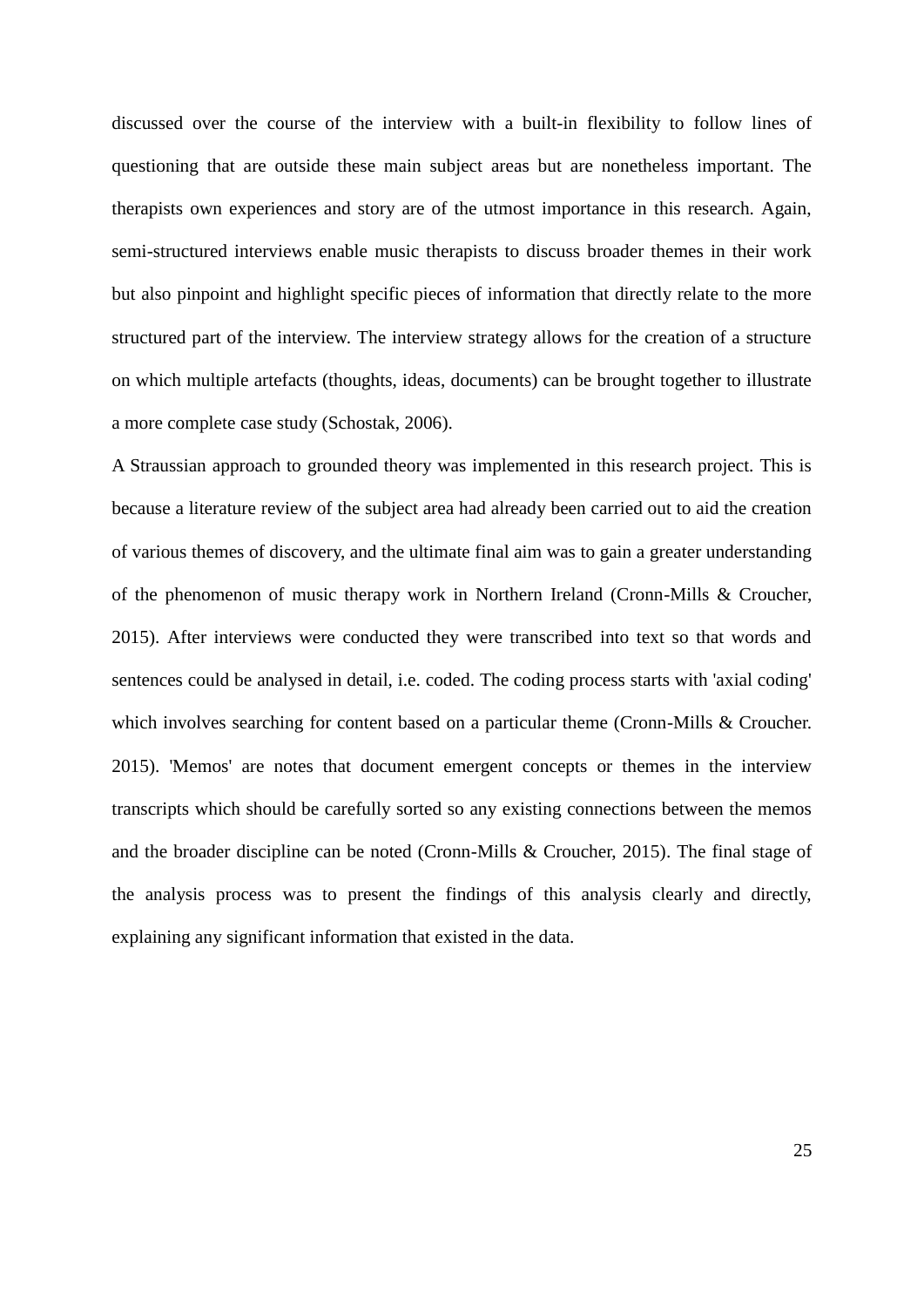discussed over the course of the interview with a built-in flexibility to follow lines of questioning that are outside these main subject areas but are nonetheless important. The therapists own experiences and story are of the utmost importance in this research. Again, semi-structured interviews enable music therapists to discuss broader themes in their work but also pinpoint and highlight specific pieces of information that directly relate to the more structured part of the interview. The interview strategy allows for the creation of a structure on which multiple artefacts (thoughts, ideas, documents) can be brought together to illustrate a more complete case study (Schostak, 2006).

A Straussian approach to grounded theory was implemented in this research project. This is because a literature review of the subject area had already been carried out to aid the creation of various themes of discovery, and the ultimate final aim was to gain a greater understanding of the phenomenon of music therapy work in Northern Ireland (Cronn-Mills & Croucher, 2015). After interviews were conducted they were transcribed into text so that words and sentences could be analysed in detail, i.e. coded. The coding process starts with 'axial coding' which involves searching for content based on a particular theme (Cronn-Mills & Croucher. 2015). 'Memos' are notes that document emergent concepts or themes in the interview transcripts which should be carefully sorted so any existing connections between the memos and the broader discipline can be noted (Cronn-Mills & Croucher, 2015). The final stage of the analysis process was to present the findings of this analysis clearly and directly, explaining any significant information that existed in the data.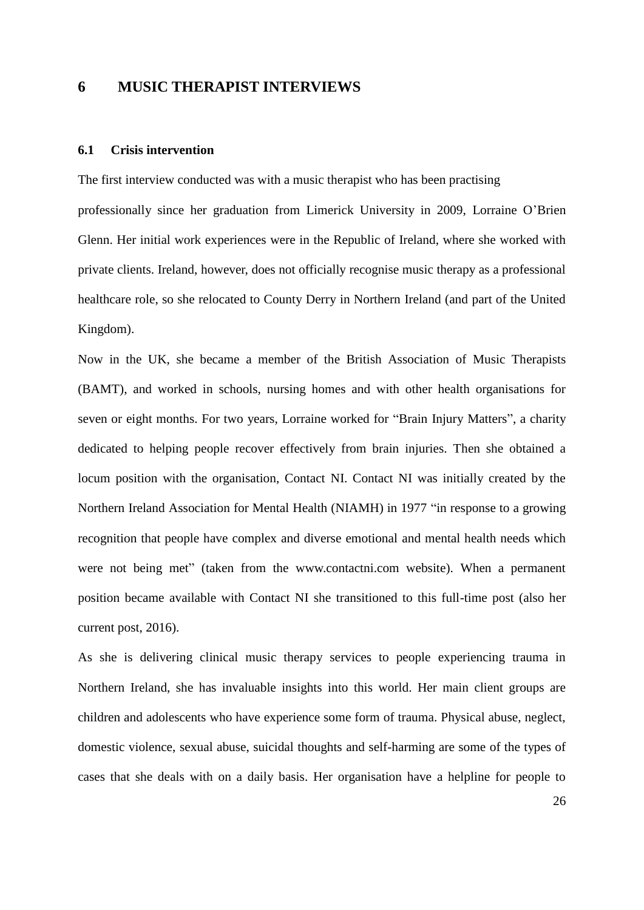# 6 MUSIC THERAPIST INTERVIEWS

## 6.1 Crisis intervention

The first interview conducted was with a music therapist who has been practising professionally since her graduation from Limerick University in 2009, Lorraine O'Brien Glenn. Her initial work experiences were in the Republic of Ireland, where she worked with private clients. Ireland, however, does not officially recognise music therapy as a professional healthcare role, so she relocated to County Derry in Northern Ireland (and part of the United Kingdom).

Now in the UK, she became a member of the British Association of Music Therapists (BAMT), and worked in schools, nursing homes and with other health organisations for seven or eight months. For two years, Lorraine worked for "Brain Injury Matters", a charity dedicated to helping people recover effectively from brain injuries. Then she obtained a locum position with the organisation, Contact NI. Contact NI was initially created by the Northern Ireland Association for Mental Health (NIAMH) in 1977 "in response to a growing recognition that people have complex and diverse emotional and mental health needs which were not being met" (taken from the www.contactni.com website). When a permanent position became available with Contact NI she transitioned to this full-time post (also her current post, 2016).

As she is delivering clinical music therapy services to people experiencing trauma in Northern Ireland, she has invaluable insights into this world. Her main client groups are children and adolescents who have experience some form of trauma. Physical abuse, neglect, domestic violence, sexual abuse, suicidal thoughts and self-harming are some of the types of cases that she deals with on a daily basis. Her organisation have a helpline for people to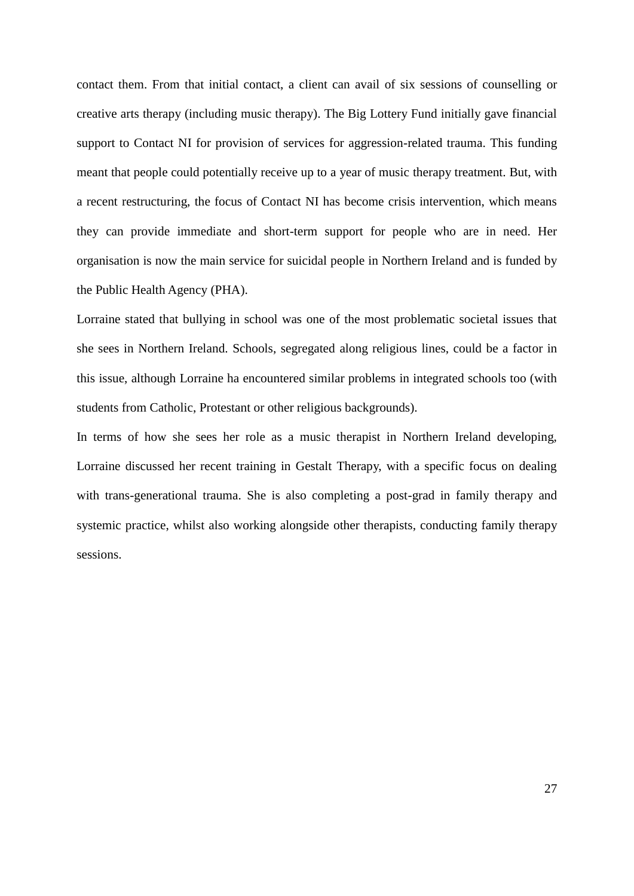contact them. From that initial contact, a client can avail of six sessions of counselling or creative arts therapy (including music therapy). The Big Lottery Fund initially gave financial support to Contact NI for provision of services for aggression-related trauma. This funding meant that people could potentially receive up to a year of music therapy treatment. But, with a recent restructuring, the focus of Contact NI has become crisis intervention, which means they can provide immediate and short-term support for people who are in need. Her organisation is now the main service for suicidal people in Northern Ireland and is funded by the Public Health Agency (PHA).

Lorraine stated that bullying in school was one of the most problematic societal issues that she sees in Northern Ireland. Schools, segregated along religious lines, could be a factor in this issue, although Lorraine ha encountered similar problems in integrated schools too (with students from Catholic, Protestant or other religious backgrounds).

In terms of how she sees her role as a music therapist in Northern Ireland developing, Lorraine discussed her recent training in Gestalt Therapy, with a specific focus on dealing with trans-generational trauma. She is also completing a post-grad in family therapy and systemic practice, whilst also working alongside other therapists, conducting family therapy sessions.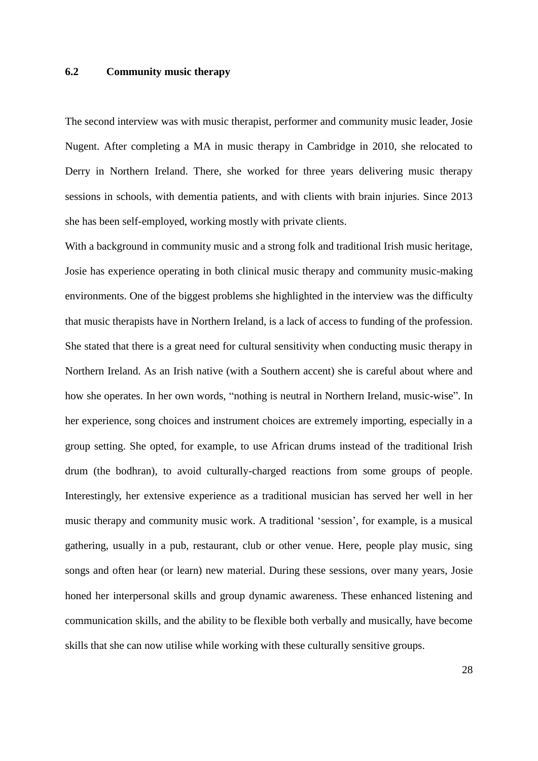### 6.2 Community music therapy

The second interview was with music therapist, performer and community music leader, Josie Nugent. After completing a MA in music therapy in Cambridge in 2010, she relocated to Derry in Northern Ireland. There, she worked for three years delivering music therapy sessions in schools, with dementia patients, and with clients with brain injuries. Since 2013 she has been self-employed, working mostly with private clients.

With a background in community music and a strong folk and traditional Irish music heritage, Josie has experience operating in both clinical music therapy and community music-making environments. One of the biggest problems she highlighted in the interview was the difficulty that music therapists have in Northern Ireland, is a lack of access to funding of the profession. She stated that there is a great need for cultural sensitivity when conducting music therapy in Northern Ireland. As an Irish native (with a Southern accent) she is careful about where and how she operates. In her own words, "nothing is neutral in Northern Ireland, music-wise". In her experience, song choices and instrument choices are extremely importing, especially in a group setting. She opted, for example, to use African drums instead of the traditional Irish drum (the bodhran), to avoid culturally-charged reactions from some groups of people. Interestingly, her extensive experience as a traditional musician has served her well in her music therapy and community music work. A traditional 'session', for example, is a musical gathering, usually in a pub, restaurant, club or other venue. Here, people play music, sing songs and often hear (or learn) new material. During these sessions, over many years, Josie honed her interpersonal skills and group dynamic awareness. These enhanced listening and communication skills, and the ability to be flexible both verbally and musically, have become skills that she can now utilise while working with these culturally sensitive groups.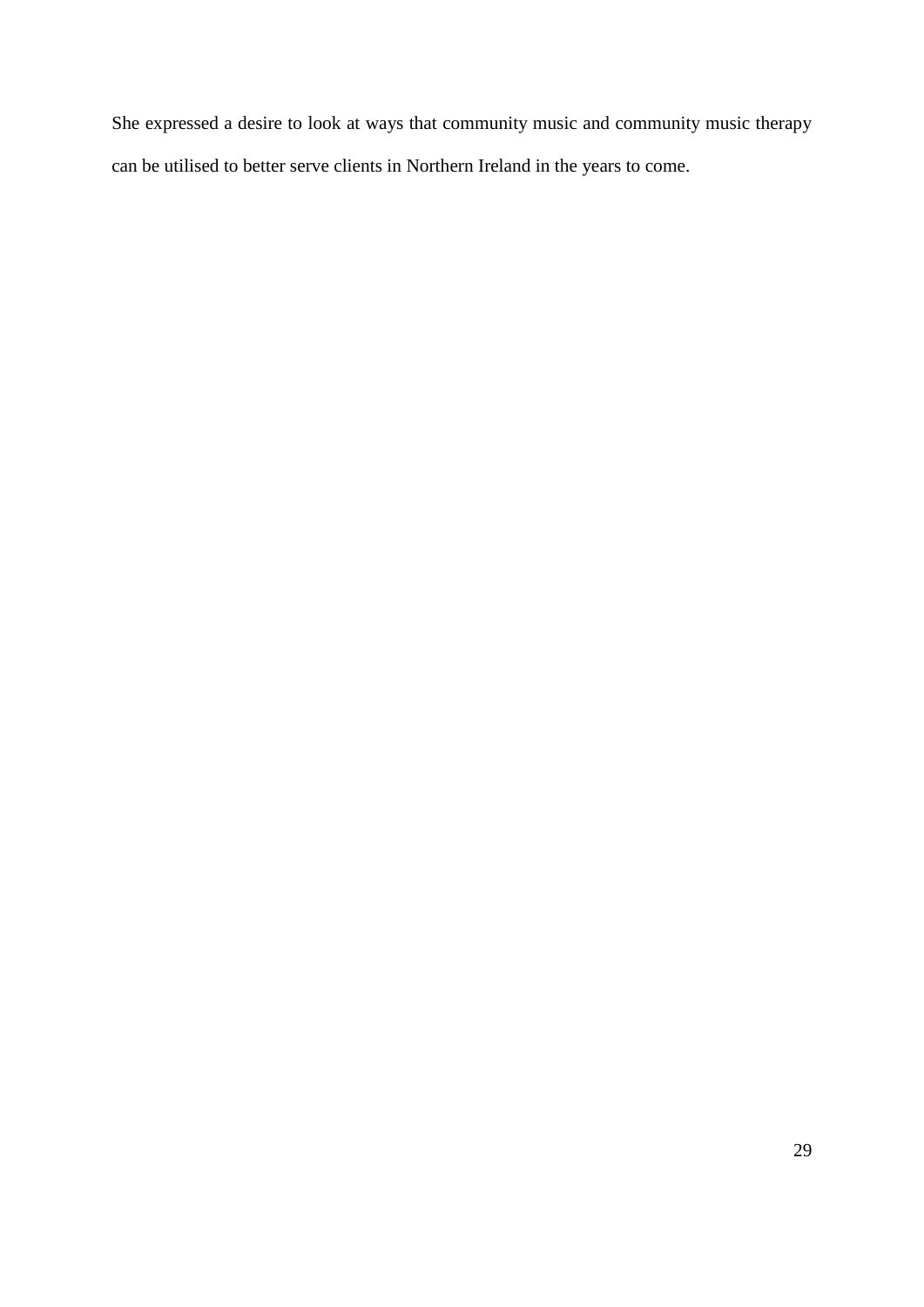She expressed a desire to look at ways that community music and community music therapy can be utilised to better serve clients in Northern Ireland in the years to come.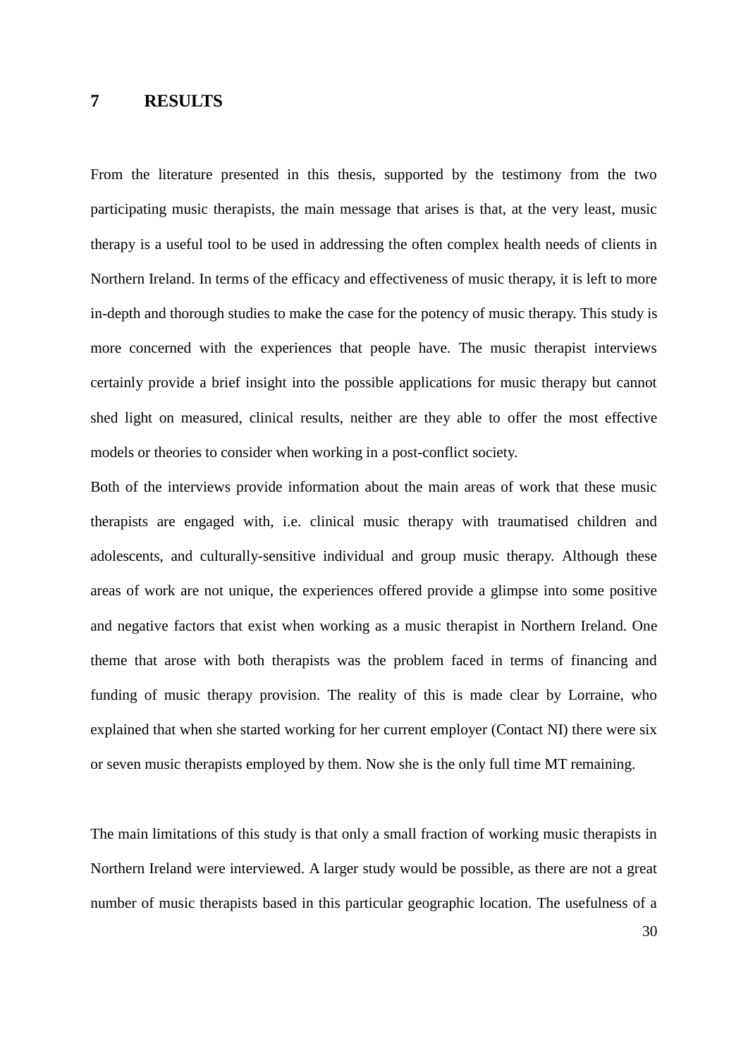# 7 RESULTS

From the literature presented in this thesis, supported by the testimony from the two participating music therapists, the main message that arises is that, at the very least, music therapy is a useful tool to be used in addressing the often complex health needs of clients in Northern Ireland. In terms of the efficacy and effectiveness of music therapy, it is left to more in-depth and thorough studies to make the case for the potency of music therapy. This study is more concerned with the experiences that people have. The music therapist interviews certainly provide a brief insight into the possible applications for music therapy but cannot shed light on measured, clinical results, neither are they able to offer the most effective models or theories to consider when working in a post-conflict society.

Both of the interviews provide information about the main areas of work that these music therapists are engaged with, i.e. clinical music therapy with traumatised children and adolescents, and culturally-sensitive individual and group music therapy. Although these areas of work are not unique, the experiences offered provide a glimpse into some positive and negative factors that exist when working as a music therapist in Northern Ireland. One theme that arose with both therapists was the problem faced in terms of financing and funding of music therapy provision. The reality of this is made clear by Lorraine, who explained that when she started working for her current employer (Contact NI) there were six or seven music therapists employed by them. Now she is the only full time MT remaining.

The main limitations of this study is that only a small fraction of working music therapists in Northern Ireland were interviewed. A larger study would be possible, as there are not a great number of music therapists based in this particular geographic location. The usefulness of a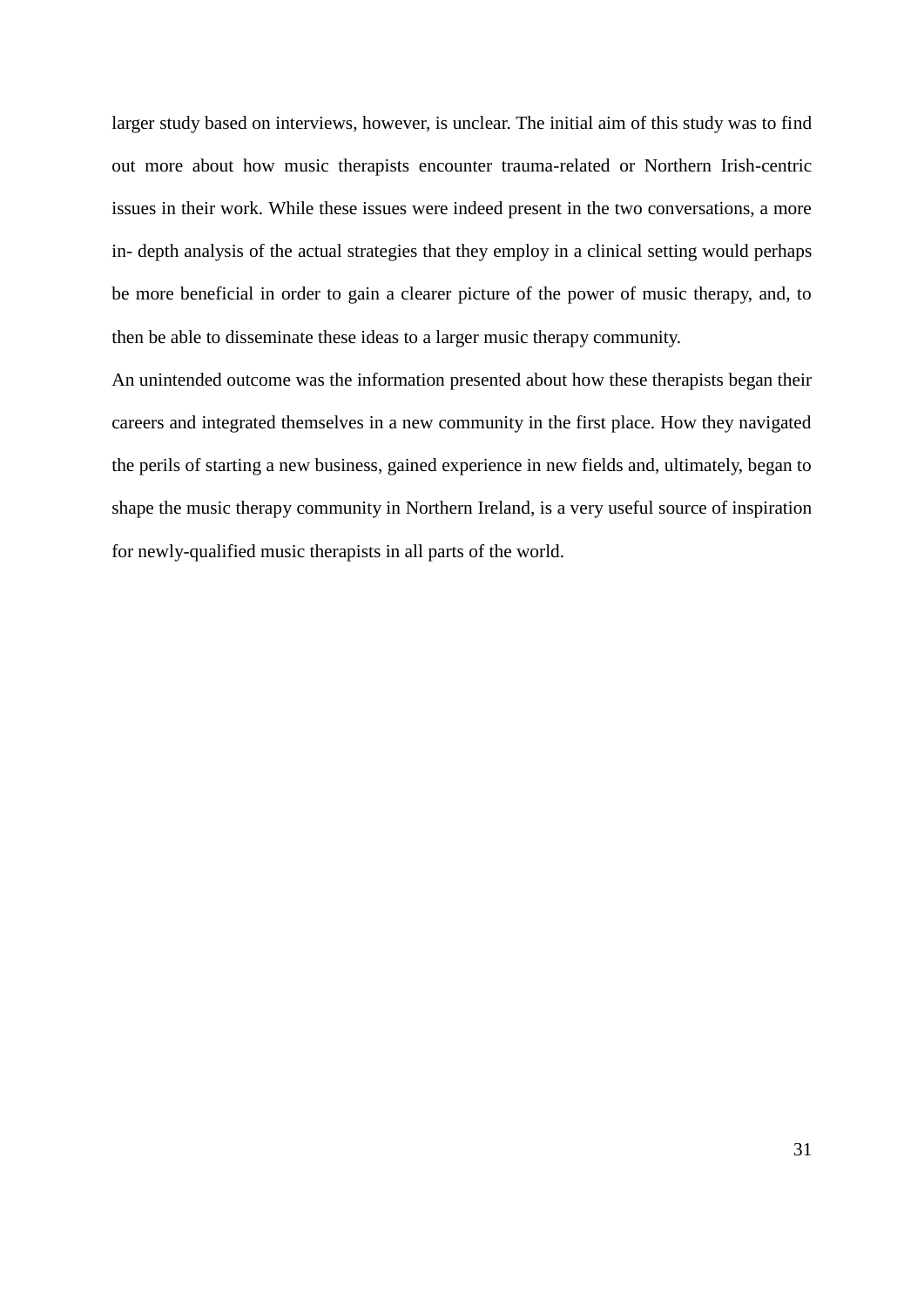larger study based on interviews, however, is unclear. The initial aim of this study was to find out more about how music therapists encounter trauma-related or Northern Irish-centric issues in their work. While these issues were indeed present in the two conversations, a more in- depth analysis of the actual strategies that they employ in a clinical setting would perhaps be more beneficial in order to gain a clearer picture of the power of music therapy, and, to then be able to disseminate these ideas to a larger music therapy community.

An unintended outcome was the information presented about how these therapists began their careers and integrated themselves in a new community in the first place. How they navigated the perils of starting a new business, gained experience in new fields and, ultimately, began to shape the music therapy community in Northern Ireland, is a very useful source of inspiration for newly-qualified music therapists in all parts of the world.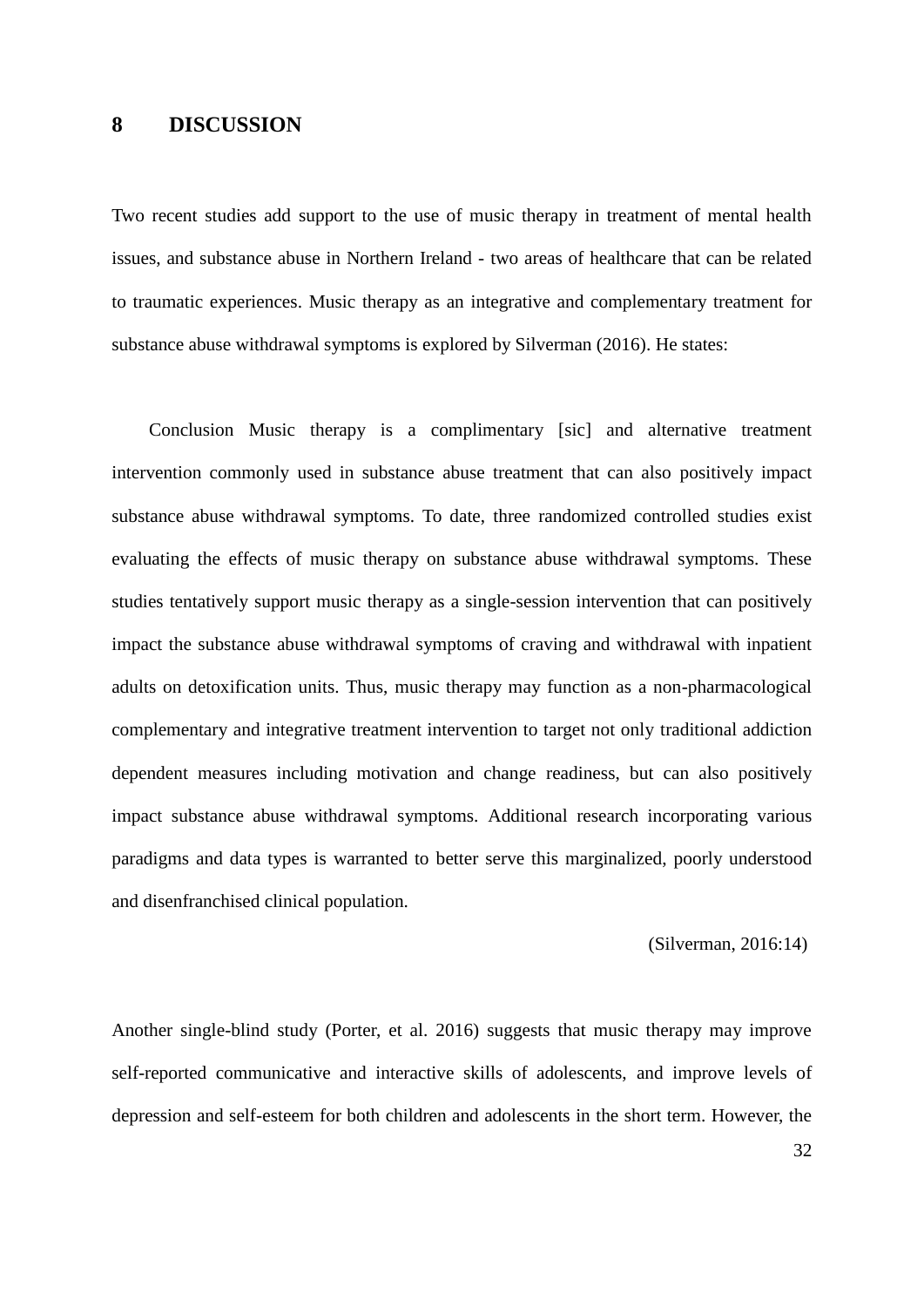# 8 DISCUSSION

Two recent studies add support to the use of music therapy in treatment of mental health issues, and substance abuse in Northern Ireland - two areas of healthcare that can be related to traumatic experiences. Music therapy as an integrative and complementary treatment for substance abuse withdrawal symptoms is explored by Silverman (2016). He states:

> Conclusion Music therapy is a complimentary [sic] and alternative treatment intervention commonly used in substance abuse treatment that can also positively impact substance abuse withdrawal symptoms. To date, three randomized controlled studies exist evaluating the effects of music therapy on substance abuse withdrawal symptoms. These studies tentatively support music therapy as a single-session intervention that can positively impact the substance abuse withdrawal symptoms of craving and withdrawal with inpatient adults on detoxification units. Thus, music therapy may function as a non-pharmacological complementary and integrative treatment intervention to target not only traditional addiction dependent measures including motivation and change readiness, but can also positively impact substance abuse withdrawal symptoms. Additional research incorporating various paradigms and data types is warranted to better serve this marginalized, poorly understood and disenfranchised clinical population.
>
> (Silverman, 2016:14)

Another single-blind study (Porter, et al. 2016) suggests that music therapy may improve self-reported communicative and interactive skills of adolescents, and improve levels of depression and self-esteem for both children and adolescents in the short term. However, the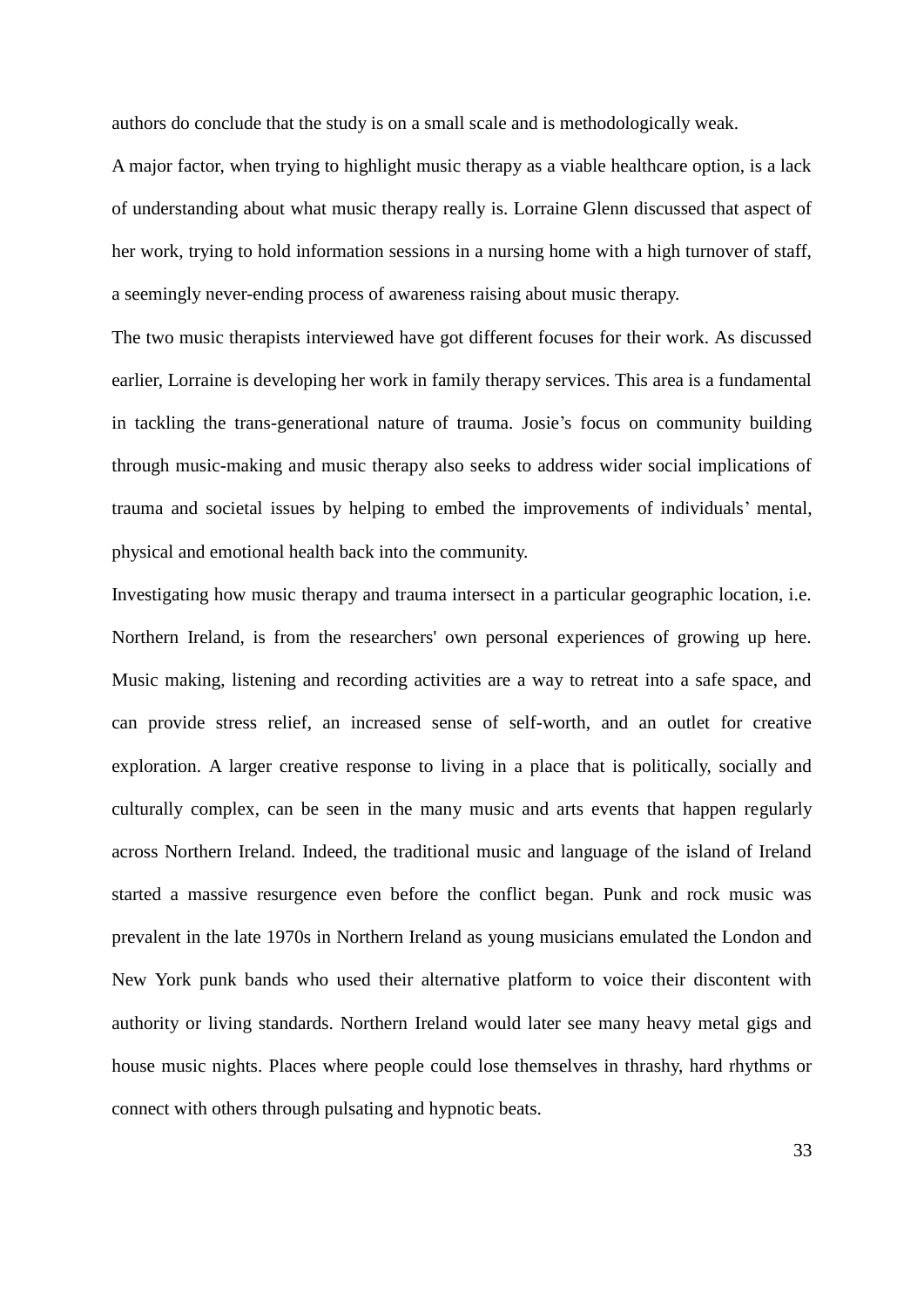authors do conclude that the study is on a small scale and is methodologically weak.

A major factor, when trying to highlight music therapy as a viable healthcare option, is a lack of understanding about what music therapy really is. Lorraine Glenn discussed that aspect of her work, trying to hold information sessions in a nursing home with a high turnover of staff, a seemingly never-ending process of awareness raising about music therapy.

The two music therapists interviewed have got different focuses for their work. As discussed earlier, Lorraine is developing her work in family therapy services. This area is a fundamental in tackling the trans-generational nature of trauma. Josie's focus on community building through music-making and music therapy also seeks to address wider social implications of trauma and societal issues by helping to embed the improvements of individuals' mental, physical and emotional health back into the community.

Investigating how music therapy and trauma intersect in a particular geographic location, i.e. Northern Ireland, is from the researchers' own personal experiences of growing up here. Music making, listening and recording activities are a way to retreat into a safe space, and can provide stress relief, an increased sense of self-worth, and an outlet for creative exploration. A larger creative response to living in a place that is politically, socially and culturally complex, can be seen in the many music and arts events that happen regularly across Northern Ireland. Indeed, the traditional music and language of the island of Ireland started a massive resurgence even before the conflict began. Punk and rock music was prevalent in the late 1970s in Northern Ireland as young musicians emulated the London and New York punk bands who used their alternative platform to voice their discontent with authority or living standards. Northern Ireland would later see many heavy metal gigs and house music nights. Places where people could lose themselves in thrashy, hard rhythms or connect with others through pulsating and hypnotic beats.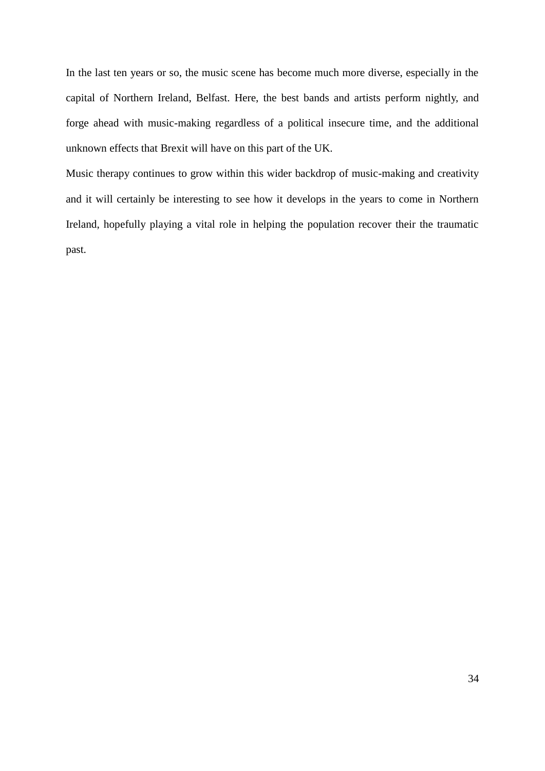In the last ten years or so, the music scene has become much more diverse, especially in the capital of Northern Ireland, Belfast. Here, the best bands and artists perform nightly, and forge ahead with music-making regardless of a political insecure time, and the additional unknown effects that Brexit will have on this part of the UK.

Music therapy continues to grow within this wider backdrop of music-making and creativity and it will certainly be interesting to see how it develops in the years to come in Northern Ireland, hopefully playing a vital role in helping the population recover their the traumatic past.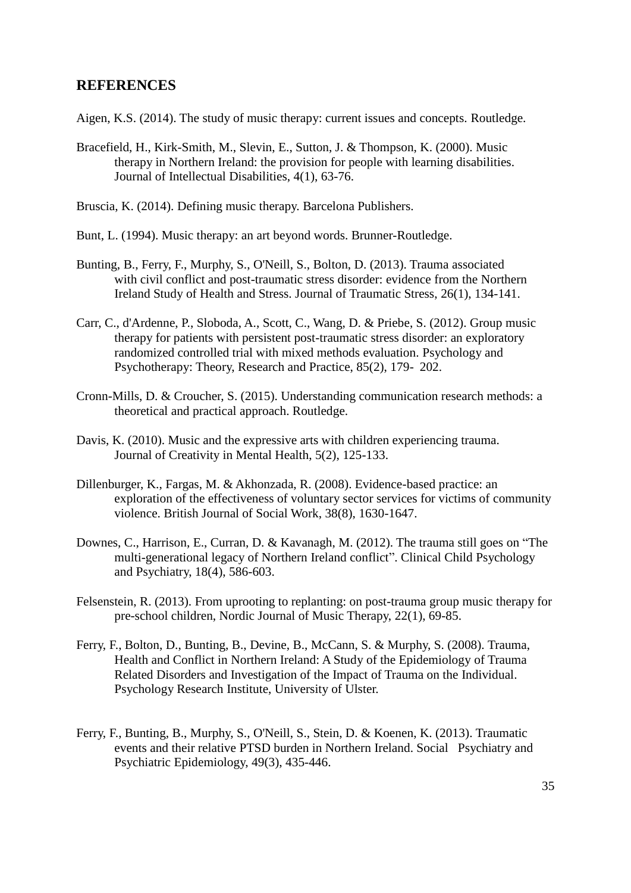## REFERENCES

Aigen, K.S. (2014). The study of music therapy: current issues and concepts. Routledge.

Bracefield, H., Kirk-Smith, M., Slevin, E., Sutton, J. & Thompson, K. (2000). Music therapy in Northern Ireland: the provision for people with learning disabilities. Journal of Intellectual Disabilities, 4(1), 63-76.

Bruscia, K. (2014). Defining music therapy. Barcelona Publishers.

Bunt, L. (1994). Music therapy: an art beyond words. Brunner-Routledge.

Bunting, B., Ferry, F., Murphy, S., O'Neill, S., Bolton, D. (2013). Trauma associated with civil conflict and post-traumatic stress disorder: evidence from the Northern Ireland Study of Health and Stress. Journal of Traumatic Stress, 26(1), 134-141.

Carr, C., d'Ardenne, P., Sloboda, A., Scott, C., Wang, D. & Priebe, S. (2012). Group music therapy for patients with persistent post-traumatic stress disorder: an exploratory randomized controlled trial with mixed methods evaluation. Psychology and Psychotherapy: Theory, Research and Practice, 85(2), 179- 202.

Cronn-Mills, D. & Croucher, S. (2015). Understanding communication research methods: a theoretical and practical approach. Routledge.

Davis, K. (2010). Music and the expressive arts with children experiencing trauma. Journal of Creativity in Mental Health, 5(2), 125-133.

Dillenburger, K., Fargas, M. & Akhonzada, R. (2008). Evidence-based practice: an exploration of the effectiveness of voluntary sector services for victims of community violence. British Journal of Social Work, 38(8), 1630-1647.

Downes, C., Harrison, E., Curran, D. & Kavanagh, M. (2012). The trauma still goes on "The multi-generational legacy of Northern Ireland conflict". Clinical Child Psychology and Psychiatry, 18(4), 586-603.

Felsenstein, R. (2013). From uprooting to replanting: on post-trauma group music therapy for pre-school children, Nordic Journal of Music Therapy, 22(1), 69-85.

Ferry, F., Bolton, D., Bunting, B., Devine, B., McCann, S. & Murphy, S. (2008). Trauma, Health and Conflict in Northern Ireland: A Study of the Epidemiology of Trauma Related Disorders and Investigation of the Impact of Trauma on the Individual. Psychology Research Institute, University of Ulster.

Ferry, F., Bunting, B., Murphy, S., O'Neill, S., Stein, D. & Koenen, K. (2013). Traumatic events and their relative PTSD burden in Northern Ireland. Social Psychiatry and Psychiatric Epidemiology, 49(3), 435-446.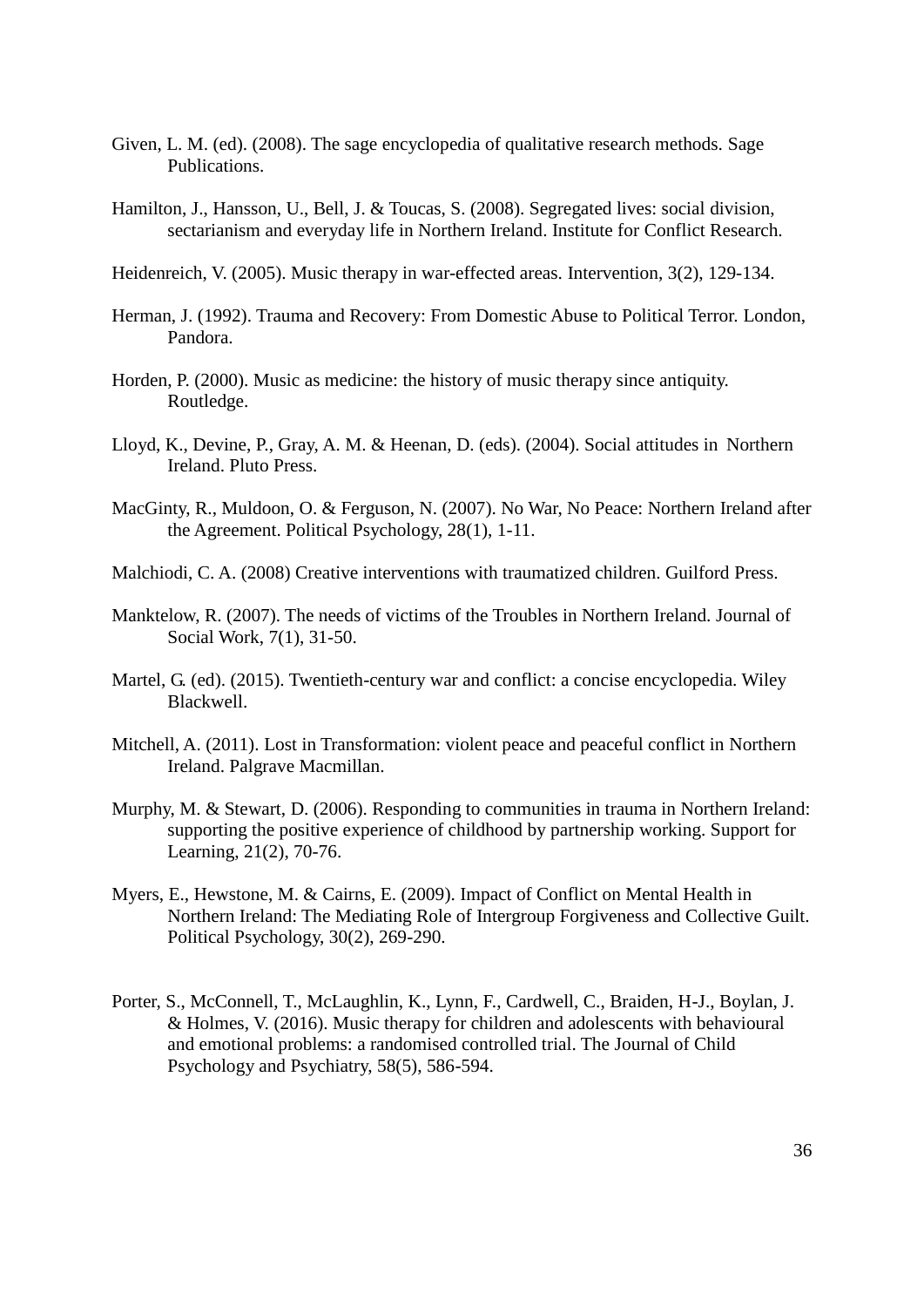Given, L. M. (ed). (2008). The sage encyclopedia of qualitative research methods. Sage Publications.

Hamilton, J., Hansson, U., Bell, J. & Toucas, S. (2008). Segregated lives: social division, sectarianism and everyday life in Northern Ireland. Institute for Conflict Research.

Heidenreich, V. (2005). Music therapy in war-effected areas. Intervention, 3(2), 129-134.

Herman, J. (1992). Trauma and Recovery: From Domestic Abuse to Political Terror. London, Pandora.

Horden, P. (2000). Music as medicine: the history of music therapy since antiquity. Routledge.

Lloyd, K., Devine, P., Gray, A. M. & Heenan, D. (eds). (2004). Social attitudes in Northern Ireland. Pluto Press.

MacGinty, R., Muldoon, O. & Ferguson, N. (2007). No War, No Peace: Northern Ireland after the Agreement. Political Psychology, 28(1), 1-11.

Malchiodi, C. A. (2008) Creative interventions with traumatized children. Guilford Press.

Manktelow, R. (2007). The needs of victims of the Troubles in Northern Ireland. Journal of Social Work, 7(1), 31-50.

Martel, G. (ed). (2015). Twentieth-century war and conflict: a concise encyclopedia. Wiley Blackwell.

Mitchell, A. (2011). Lost in Transformation: violent peace and peaceful conflict in Northern Ireland. Palgrave Macmillan.

Murphy, M. & Stewart, D. (2006). Responding to communities in trauma in Northern Ireland: supporting the positive experience of childhood by partnership working. Support for Learning, 21(2), 70-76.

Myers, E., Hewstone, M. & Cairns, E. (2009). Impact of Conflict on Mental Health in Northern Ireland: The Mediating Role of Intergroup Forgiveness and Collective Guilt. Political Psychology, 30(2), 269-290.

Porter, S., McConnell, T., McLaughlin, K., Lynn, F., Cardwell, C., Braiden, H-J., Boylan, J. & Holmes, V. (2016). Music therapy for children and adolescents with behavioural and emotional problems: a randomised controlled trial. The Journal of Child Psychology and Psychiatry, 58(5), 586-594.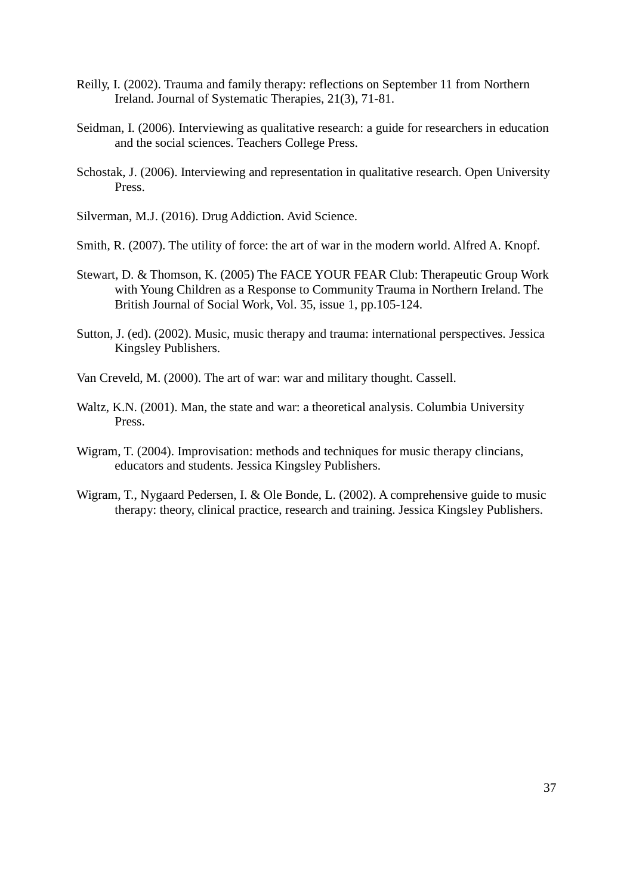Reilly, I. (2002). Trauma and family therapy: reflections on September 11 from Northern Ireland. Journal of Systematic Therapies, 21(3), 71-81.

Seidman, I. (2006). Interviewing as qualitative research: a guide for researchers in education and the social sciences. Teachers College Press.

Schostak, J. (2006). Interviewing and representation in qualitative research. Open University Press.

Silverman, M.J. (2016). Drug Addiction. Avid Science.

Smith, R. (2007). The utility of force: the art of war in the modern world. Alfred A. Knopf.

Stewart, D. & Thomson, K. (2005) The FACE YOUR FEAR Club: Therapeutic Group Work with Young Children as a Response to Community Trauma in Northern Ireland. The British Journal of Social Work, Vol. 35, issue 1, pp.105-124.

Sutton, J. (ed). (2002). Music, music therapy and trauma: international perspectives. Jessica Kingsley Publishers.

Van Creveld, M. (2000). The art of war: war and military thought. Cassell.

Waltz, K.N. (2001). Man, the state and war: a theoretical analysis. Columbia University Press.

Wigram, T. (2004). Improvisation: methods and techniques for music therapy clincians, educators and students. Jessica Kingsley Publishers.

Wigram, T., Nygaard Pedersen, I. & Ole Bonde, L. (2002). A comprehensive guide to music therapy: theory, clinical practice, research and training. Jessica Kingsley Publishers.